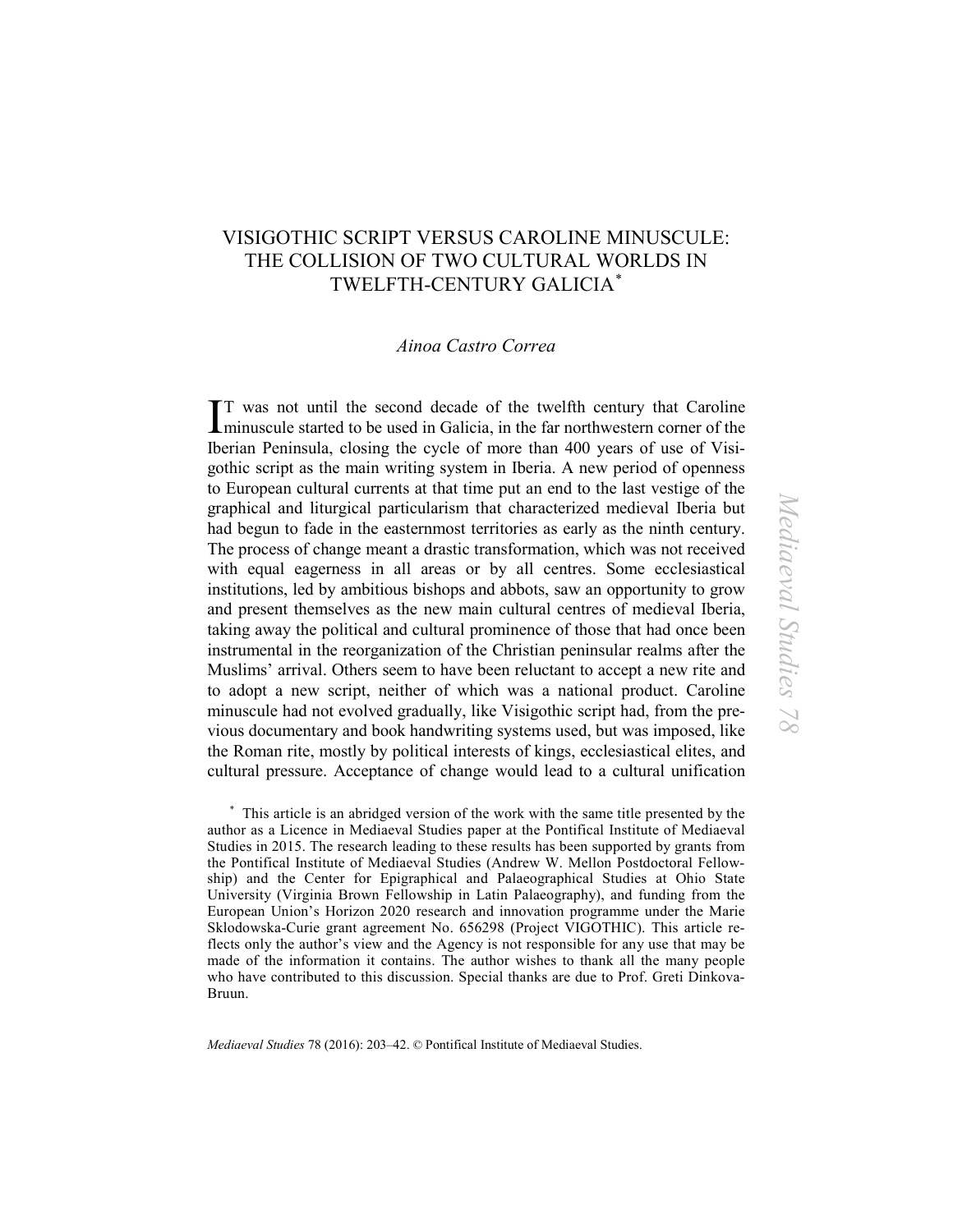# VISIGOTHIC SCRIPT VERSUS CAROLINE MINUSCULE: THE COLLISION OF TWO CULTURAL WORLDS IN TWELFTH-CENTURY GALICIA*

*Ainoa Castro Correa*

IT was not until the second decade of the twelfth century that Caroline minuscule started to be used in Galicia, in the far northwestern corner of the Iberian Peninsula, closing the cycle of more than 400 years of use of Visigothic script as the main writing system in Iberia. A new period of openness to European cultural currents at that time put an end to the last vestige of the graphical and liturgical particularism that characterized medieval Iberia but had begun to fade in the easternmost territories as early as the ninth century. The process of change meant a drastic transformation, which was not received with equal eagerness in all areas or by all centres. Some ecclesiastical institutions, led by ambitious bishops and abbots, saw an opportunity to grow and present themselves as the new main cultural centres of medieval Iberia, taking away the political and cultural prominence of those that had once been instrumental in the reorganization of the Christian peninsular realms after the Muslims' arrival. Others seem to have been reluctant to accept a new rite and to adopt a new script, neither of which was a national product. Caroline minuscule had not evolved gradually, like Visigothic script had, from the previous documentary and book handwriting systems used, but was imposed, like the Roman rite, mostly by political interests of kings, ecclesiastical elites, and cultural pressure. Acceptance of change would lead to a cultural unification

* This article is an abridged version of the work with the same title presented by the author as a Licence in Mediaeval Studies paper at the Pontifical Institute of Mediaeval Studies in 2015. The research leading to these results has been supported by grants from the Pontifical Institute of Mediaeval Studies (Andrew W. Mellon Postdoctoral Fellowship) and the Center for Epigraphical and Palaeographical Studies at Ohio State University (Virginia Brown Fellowship in Latin Palaeography), and funding from the European Union's Horizon 2020 research and innovation programme under the Marie Sklodowska-Curie grant agreement No. 656298 (Project VIGOTHIC). This article reflects only the author's view and the Agency is not responsible for any use that may be made of the information it contains. The author wishes to thank all the many people who have contributed to this discussion. Special thanks are due to Prof. Greti Dinkova-Bruun.

*Mediaeval Studies* 78 (2016): 203–42. © Pontifical Institute of Mediaeval Studies.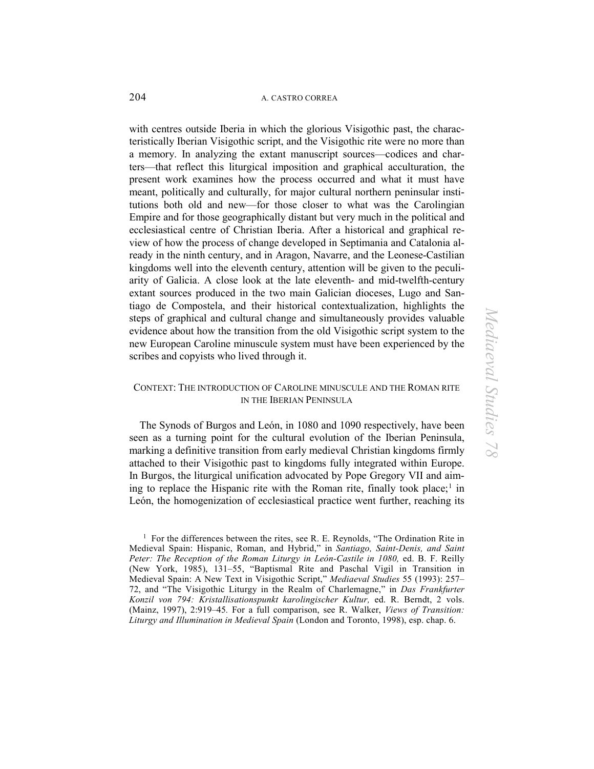with centres outside Iberia in which the glorious Visigothic past, the characteristically Iberian Visigothic script, and the Visigothic rite were no more than a memory. In analyzing the extant manuscript sources—codices and charters—that reflect this liturgical imposition and graphical acculturation, the present work examines how the process occurred and what it must have meant, politically and culturally, for major cultural northern peninsular institutions both old and new—for those closer to what was the Carolingian Empire and for those geographically distant but very much in the political and ecclesiastical centre of Christian Iberia. After a historical and graphical review of how the process of change developed in Septimania and Catalonia already in the ninth century, and in Aragon, Navarre, and the Leonese-Castilian kingdoms well into the eleventh century, attention will be given to the peculiarity of Galicia. A close look at the late eleventh- and mid-twelfth-century extant sources produced in the two main Galician dioceses, Lugo and Santiago de Compostela, and their historical contextualization, highlights the steps of graphical and cultural change and simultaneously provides valuable evidence about how the transition from the old Visigothic script system to the new European Caroline minuscule system must have been experienced by the scribes and copyists who lived through it.

## CONTEXT: THE INTRODUCTION OF CAROLINE MINUSCULE AND THE ROMAN RITE IN THE IBERIAN PENINSULA

The Synods of Burgos and León, in 1080 and 1090 respectively, have been seen as a turning point for the cultural evolution of the Iberian Peninsula, marking a definitive transition from early medieval Christian kingdoms firmly attached to their Visigothic past to kingdoms fully integrated within Europe. In Burgos, the liturgical unification advocated by Pope Gregory VII and aiming to replace the Hispanic rite with the Roman rite, finally took place;[1] in León, the homogenization of ecclesiastical practice went further, reaching its

[1] For the differences between the rites, see R. E. Reynolds, "The Ordination Rite in Medieval Spain: Hispanic, Roman, and Hybrid," in *Santiago, Saint-Denis, and Saint Peter: The Reception of the Roman Liturgy in León-Castile in 1080,* ed. B. F. Reilly (New York, 1985), 131–55, "Baptismal Rite and Paschal Vigil in Transition in Medieval Spain: A New Text in Visigothic Script," *Mediaeval Studies* 55 (1993): 257–72, and "The Visigothic Liturgy in the Realm of Charlemagne," in *Das Frankfurter Konzil von 794: Kristallisationspunkt karolingischer Kultur,* ed. R. Berndt, 2 vols. (Mainz, 1997), 2:919–45. For a full comparison, see R. Walker, *Views of Transition: Liturgy and Illumination in Medieval Spain* (London and Toronto, 1998), esp. chap. 6.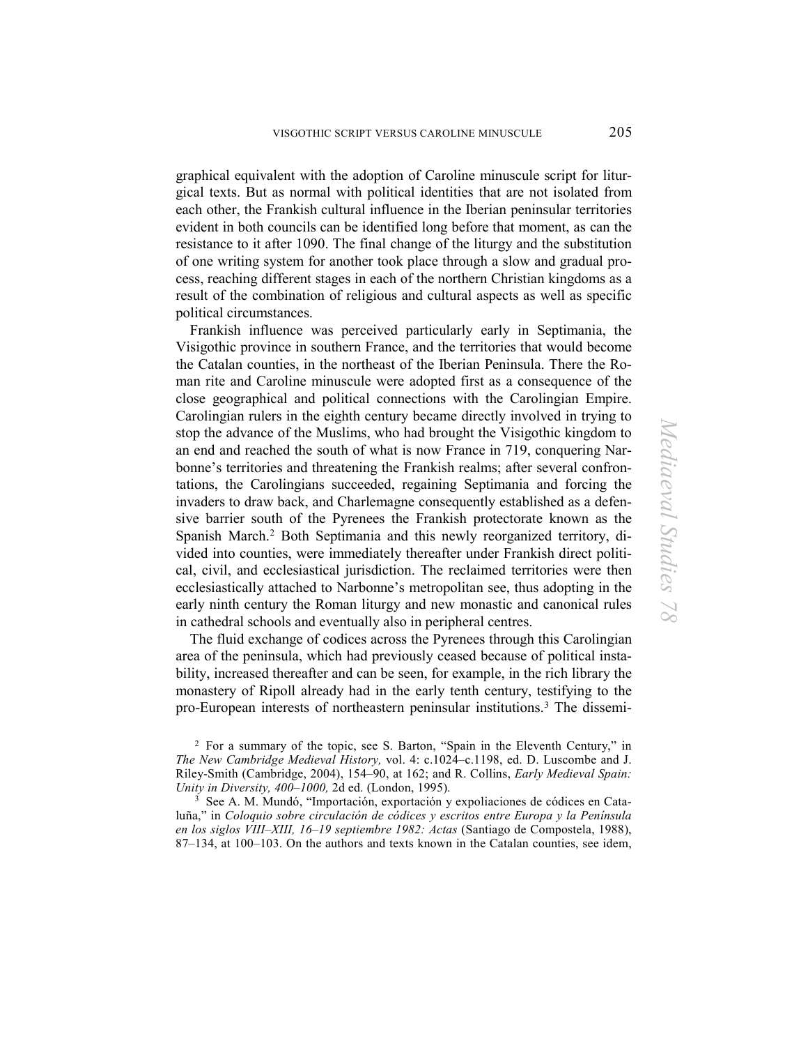graphical equivalent with the adoption of Caroline minuscule script for liturgical texts. But as normal with political identities that are not isolated from each other, the Frankish cultural influence in the Iberian peninsular territories evident in both councils can be identified long before that moment, as can the resistance to it after 1090. The final change of the liturgy and the substitution of one writing system for another took place through a slow and gradual process, reaching different stages in each of the northern Christian kingdoms as a result of the combination of religious and cultural aspects as well as specific political circumstances.

Frankish influence was perceived particularly early in Septimania, the Visigothic province in southern France, and the territories that would become the Catalan counties, in the northeast of the Iberian Peninsula. There the Roman rite and Caroline minuscule were adopted first as a consequence of the close geographical and political connections with the Carolingian Empire. Carolingian rulers in the eighth century became directly involved in trying to stop the advance of the Muslims, who had brought the Visigothic kingdom to an end and reached the south of what is now France in 719, conquering Narbonne's territories and threatening the Frankish realms; after several confrontations, the Carolingians succeeded, regaining Septimania and forcing the invaders to draw back, and Charlemagne consequently established as a defensive barrier south of the Pyrenees the Frankish protectorate known as the Spanish March.[2] Both Septimania and this newly reorganized territory, divided into counties, were immediately thereafter under Frankish direct political, civil, and ecclesiastical jurisdiction. The reclaimed territories were then ecclesiastically attached to Narbonne's metropolitan see, thus adopting in the early ninth century the Roman liturgy and new monastic and canonical rules in cathedral schools and eventually also in peripheral centres.

The fluid exchange of codices across the Pyrenees through this Carolingian area of the peninsula, which had previously ceased because of political instability, increased thereafter and can be seen, for example, in the rich library the monastery of Ripoll already had in the early tenth century, testifying to the pro-European interests of northeastern peninsular institutions.[3] The dissemi-

[2] For a summary of the topic, see S. Barton, "Spain in the Eleventh Century," in *The New Cambridge Medieval History,* vol. 4: c.1024–c.1198, ed. D. Luscombe and J. Riley-Smith (Cambridge, 2004), 154–90, at 162; and R. Collins, *Early Medieval Spain: Unity in Diversity, 400–1000,* 2d ed. (London, 1995).

[3] See A. M. Mundó, "Importación, exportación y expoliaciones de códices en Cataluña," in *Coloquio sobre circulación de códices y escritos entre Europa y la Península en los siglos VIII–XIII, 16–19 septiembre 1982: Actas* (Santiago de Compostela, 1988), 87–134, at 100–103. On the authors and texts known in the Catalan counties, see idem,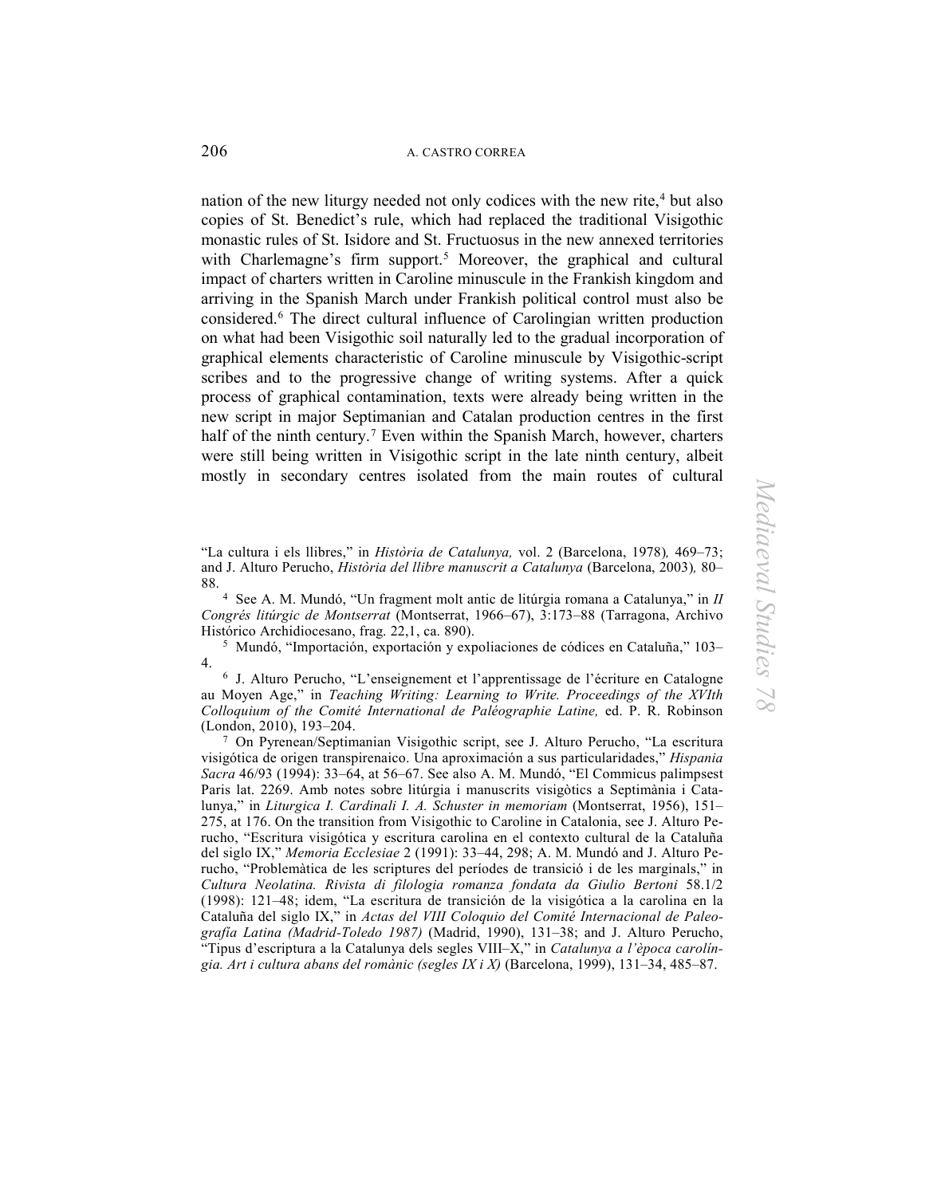nation of the new liturgy needed not only codices with the new rite,[4] but also copies of St. Benedict's rule, which had replaced the traditional Visigothic monastic rules of St. Isidore and St. Fructuosus in the new annexed territories with Charlemagne's firm support.[5] Moreover, the graphical and cultural impact of charters written in Caroline minuscule in the Frankish kingdom and arriving in the Spanish March under Frankish political control must also be considered.[6] The direct cultural influence of Carolingian written production on what had been Visigothic soil naturally led to the gradual incorporation of graphical elements characteristic of Caroline minuscule by Visigothic-script scribes and to the progressive change of writing systems. After a quick process of graphical contamination, texts were already being written in the new script in major Septimanian and Catalan production centres in the first half of the ninth century.[7] Even within the Spanish March, however, charters were still being written in Visigothic script in the late ninth century, albeit mostly in secondary centres isolated from the main routes of cultural

"La cultura i els llibres," in *Història de Catalunya,* vol. 2 (Barcelona, 1978), 469–73; and J. Alturo Perucho, *Història del llibre manuscrit a Catalunya* (Barcelona, 2003), 80–88.

[4] See A. M. Mundó, "Un fragment molt antic de litúrgia romana a Catalunya," in *II Congrés litúrgic de Montserrat* (Montserrat, 1966–67), 3:173–88 (Tarragona, Archivo Histórico Archidiocesano, frag. 22,1, ca. 890).

[5] Mundó, "Importación, exportación y expoliaciones de códices en Cataluña," 103–4.

[6] J. Alturo Perucho, "L'enseignement et l'apprentissage de l'écriture en Catalogne au Moyen Age," in *Teaching Writing: Learning to Write. Proceedings of the XVIth Colloquium of the Comité International de Paléographie Latine,* ed. P. R. Robinson (London, 2010), 193–204.

[7] On Pyrenean/Septimanian Visigothic script, see J. Alturo Perucho, "La escritura visigótica de origen transpirenaico. Una aproximación a sus particularidades," *Hispania Sacra* 46/93 (1994): 33–64, at 56–67. See also A. M. Mundó, "El Commicus palimpsest Paris lat. 2269. Amb notes sobre litúrgia i manuscrits visigòtics a Septimània i Catalunya," in *Liturgica I. Cardinali I. A. Schuster in memoriam* (Montserrat, 1956), 151–275, at 176. On the transition from Visigothic to Caroline in Catalonia, see J. Alturo Perucho, "Escritura visigótica y escritura carolina en el contexto cultural de la Cataluña del siglo IX," *Memoria Ecclesiae* 2 (1991): 33–44, 298; A. M. Mundó and J. Alturo Perucho, "Problemàtica de les scriptures del períodes de transició i de les marginals," in *Cultura Neolatina. Rivista di filologia romanza fondata da Giulio Bertoni* 58.1/2 (1998): 121–48; idem, "La escritura de transición de la visigótica a la carolina en la Cataluña del siglo IX," in *Actas del VIII Coloquio del Comité Internacional de Paleografía Latina (Madrid-Toledo 1987)* (Madrid, 1990), 131–38; and J. Alturo Perucho, "Tipus d'escriptura a la Catalunya dels segles VIII–X," in *Catalunya a l'època carolíngia. Art i cultura abans del romànic (segles IX i X)* (Barcelona, 1999), 131–34, 485–87.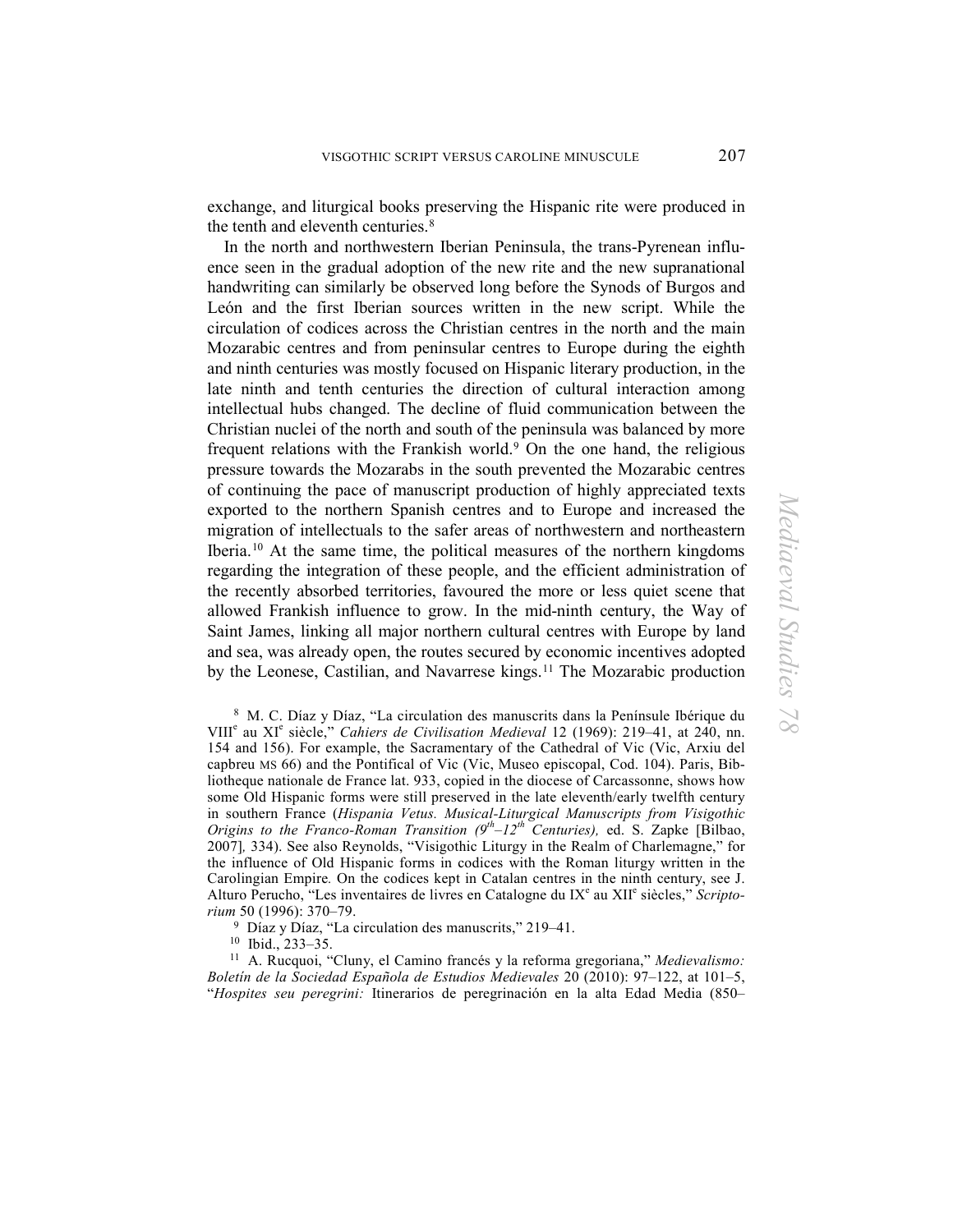exchange, and liturgical books preserving the Hispanic rite were produced in the tenth and eleventh centuries.[8]

In the north and northwestern Iberian Peninsula, the trans-Pyrenean influence seen in the gradual adoption of the new rite and the new supranational handwriting can similarly be observed long before the Synods of Burgos and León and the first Iberian sources written in the new script. While the circulation of codices across the Christian centres in the north and the main Mozarabic centres and from peninsular centres to Europe during the eighth and ninth centuries was mostly focused on Hispanic literary production, in the late ninth and tenth centuries the direction of cultural interaction among intellectual hubs changed. The decline of fluid communication between the Christian nuclei of the north and south of the peninsula was balanced by more frequent relations with the Frankish world.[9] On the one hand, the religious pressure towards the Mozarabs in the south prevented the Mozarabic centres of continuing the pace of manuscript production of highly appreciated texts exported to the northern Spanish centres and to Europe and increased the migration of intellectuals to the safer areas of northwestern and northeastern Iberia.[10] At the same time, the political measures of the northern kingdoms regarding the integration of these people, and the efficient administration of the recently absorbed territories, favoured the more or less quiet scene that allowed Frankish influence to grow. In the mid-ninth century, the Way of Saint James, linking all major northern cultural centres with Europe by land and sea, was already open, the routes secured by economic incentives adopted by the Leonese, Castilian, and Navarrese kings.[11] The Mozarabic production

[8] M. C. Díaz y Díaz, "La circulation des manuscrits dans la Península Ibérique du VIII[e] au XI[e] siècle," *Cahiers de Civilisation Medieval* 12 (1969): 219–41, at 240, nn. 154 and 156). For example, the Sacramentary of the Cathedral of Vic (Vic, Arxiu del capbreu MS 66) and the Pontifical of Vic (Vic, Museo episcopal, Cod. 104). Paris, Bibliotheque nationale de France lat. 933, copied in the diocese of Carcassonne, shows how some Old Hispanic forms were still preserved in the late eleventh/early twelfth century in southern France (*Hispania Vetus. Musical-Liturgical Manuscripts from Visigothic Origins to the Franco-Roman Transition (9[th]–12[th] Centuries),* ed. S. Zapke [Bilbao, 2007], 334). See also Reynolds, "Visigothic Liturgy in the Realm of Charlemagne," for the influence of Old Hispanic forms in codices with the Roman liturgy written in the Carolingian Empire*.* On the codices kept in Catalan centres in the ninth century, see J. Alturo Perucho, "Les inventaires de livres en Catalogne du IX[e] au XII[e] siècles," *Scriptorium* 50 (1996): 370–79.

[9] Díaz y Díaz, "La circulation des manuscrits," 219–41.

[10] Ibid., 233–35.

[11] A. Rucquoi, "Cluny, el Camino francés y la reforma gregoriana," *Medievalismo: Boletín de la Sociedad Española de Estudios Medievales* 20 (2010): 97–122, at 101–5, "*Hospites seu peregrini:* Itinerarios de peregrinación en la alta Edad Media (850–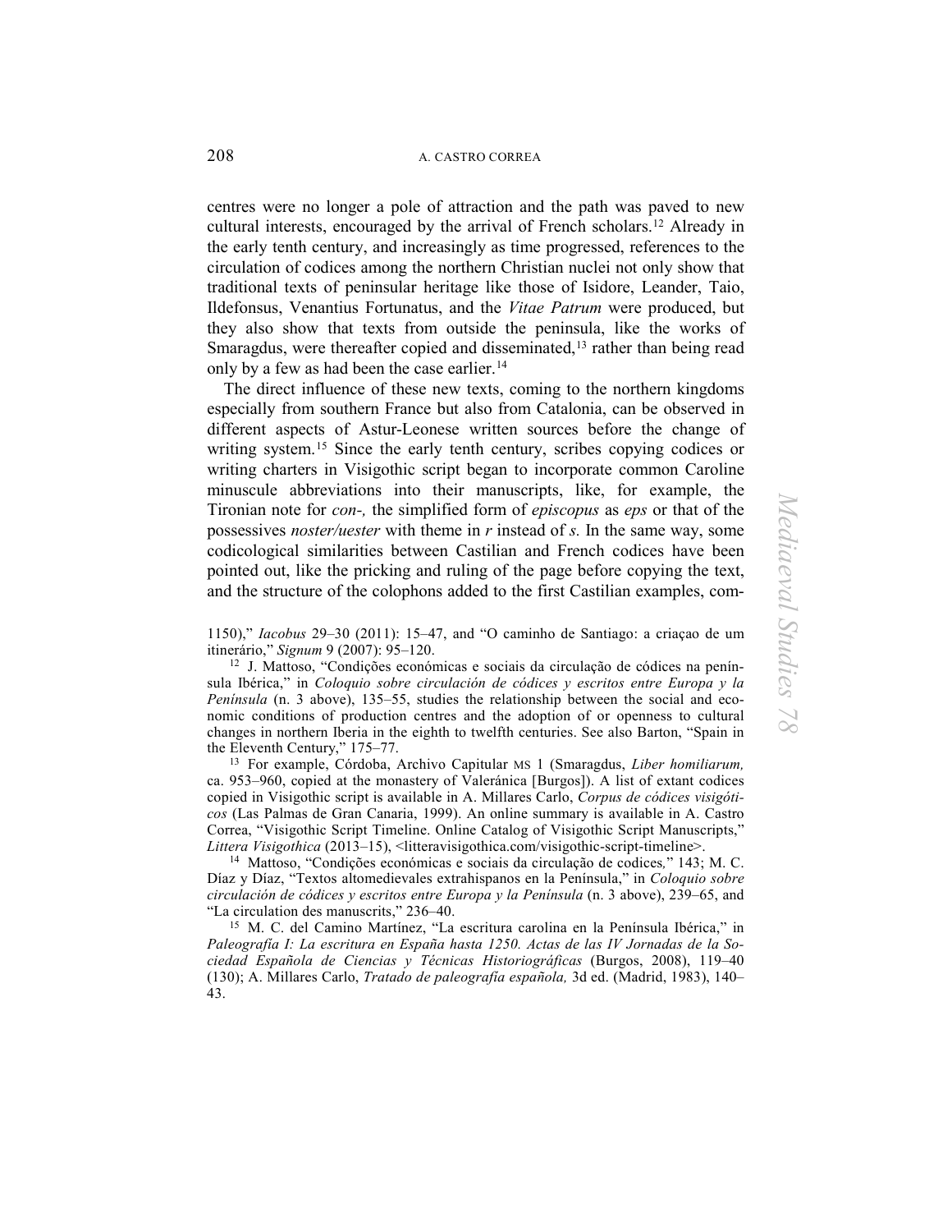centres were no longer a pole of attraction and the path was paved to new cultural interests, encouraged by the arrival of French scholars.[12] Already in the early tenth century, and increasingly as time progressed, references to the circulation of codices among the northern Christian nuclei not only show that traditional texts of peninsular heritage like those of Isidore, Leander, Taio, Ildefonsus, Venantius Fortunatus, and the *Vitae Patrum* were produced, but they also show that texts from outside the peninsula, like the works of Smaragdus, were thereafter copied and disseminated,[13] rather than being read only by a few as had been the case earlier.[14]

The direct influence of these new texts, coming to the northern kingdoms especially from southern France but also from Catalonia, can be observed in different aspects of Astur-Leonese written sources before the change of writing system.[15] Since the early tenth century, scribes copying codices or writing charters in Visigothic script began to incorporate common Caroline minuscule abbreviations into their manuscripts, like, for example, the Tironian note for *con-,* the simplified form of *episcopus* as *eps* or that of the possessives *noster/uester* with theme in *r* instead of *s.* In the same way, some codicological similarities between Castilian and French codices have been pointed out, like the pricking and ruling of the page before copying the text, and the structure of the colophons added to the first Castilian examples, com-

1150)," *Iacobus* 29–30 (2011): 15–47, and "O caminho de Santiago: a criaçao de um itinerário," *Signum* 9 (2007): 95–120.

[12] J. Mattoso, "Condições económicas e sociais da circulação de códices na península Ibérica," in *Coloquio sobre circulación de códices y escritos entre Europa y la Península* (n. 3 above), 135–55, studies the relationship between the social and economic conditions of production centres and the adoption of or openness to cultural changes in northern Iberia in the eighth to twelfth centuries. See also Barton, "Spain in the Eleventh Century," 175–77.

[13] For example, Córdoba, Archivo Capitular MS 1 (Smaragdus, *Liber homiliarum,* ca. 953–960, copied at the monastery of Valeránica [Burgos]). A list of extant codices copied in Visigothic script is available in A. Millares Carlo, *Corpus de códices visigóticos* (Las Palmas de Gran Canaria, 1999). An online summary is available in A. Castro Correa, "Visigothic Script Timeline. Online Catalog of Visigothic Script Manuscripts," *Littera Visigothica* (2013–15), <litteravisigothica.com/visigothic-script-timeline>.

[14] Mattoso, "Condições económicas e sociais da circulação de codices*,*" 143; M. C. Díaz y Díaz, "Textos altomedievales extrahispanos en la Península," in *Coloquio sobre circulación de códices y escritos entre Europa y la Península* (n. 3 above), 239–65, and "La circulation des manuscrits," 236–40.

[15] M. C. del Camino Martínez, "La escritura carolina en la Península Ibérica," in *Paleografía I: La escritura en España hasta 1250. Actas de las IV Jornadas de la Sociedad Española de Ciencias y Técnicas Historiográficas* (Burgos, 2008), 119–40 (130); A. Millares Carlo, *Tratado de paleografía española,* 3d ed. (Madrid, 1983), 140–43.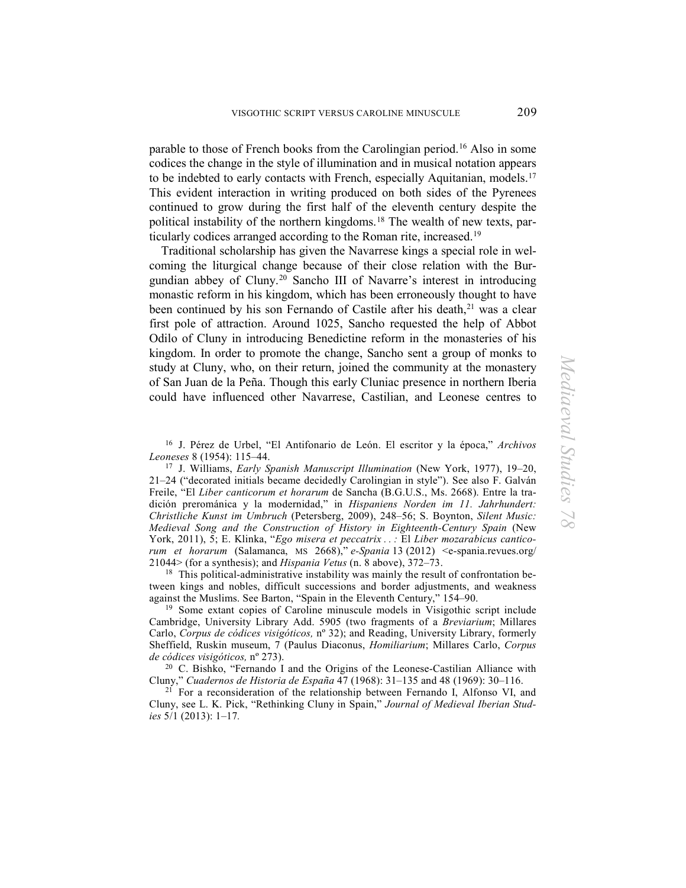parable to those of French books from the Carolingian period.[16] Also in some codices the change in the style of illumination and in musical notation appears to be indebted to early contacts with French, especially Aquitanian, models.[17] This evident interaction in writing produced on both sides of the Pyrenees continued to grow during the first half of the eleventh century despite the political instability of the northern kingdoms.[18] The wealth of new texts, particularly codices arranged according to the Roman rite, increased.[19]

Traditional scholarship has given the Navarrese kings a special role in welcoming the liturgical change because of their close relation with the Burgundian abbey of Cluny.[20] Sancho III of Navarre's interest in introducing monastic reform in his kingdom, which has been erroneously thought to have been continued by his son Fernando of Castile after his death,[21] was a clear first pole of attraction. Around 1025, Sancho requested the help of Abbot Odilo of Cluny in introducing Benedictine reform in the monasteries of his kingdom. In order to promote the change, Sancho sent a group of monks to study at Cluny, who, on their return, joined the community at the monastery of San Juan de la Peña. Though this early Cluniac presence in northern Iberia could have influenced other Navarrese, Castilian, and Leonese centres to

---

[16] J. Pérez de Urbel, "El Antifonario de León. El escritor y la época," *Archivos Leoneses* 8 (1954): 115–44.

[17] J. Williams, *Early Spanish Manuscript Illumination* (New York, 1977), 19–20, 21–24 ("decorated initials became decidedly Carolingian in style"). See also F. Galván Freile, "El *Liber canticorum et horarum* de Sancha (B.G.U.S., Ms. 2668). Entre la tradición prerománica y la modernidad," in *Hispaniens Norden im 11. Jahrhundert: Christliche Kunst im Umbruch* (Petersberg, 2009), 248–56; S. Boynton, *Silent Music: Medieval Song and the Construction of History in Eighteenth-Century Spain* (New York, 2011), 5; E. Klinka, "*Ego misera et peccatrix . . . :* El *Liber mozarabicus canticorum et horarum* (Salamanca, MS 2668)," *e-Spania* 13 (2012) <e-spania.revues.org/21044> (for a synthesis); and *Hispania Vetus* (n. 8 above), 372–73.

[18] This political-administrative instability was mainly the result of confrontation between kings and nobles, difficult successions and border adjustments, and weakness against the Muslims. See Barton, "Spain in the Eleventh Century," 154–90.

[19] Some extant copies of Caroline minuscule models in Visigothic script include Cambridge, University Library Add. 5905 (two fragments of a *Breviarium*; Millares Carlo, *Corpus de códices visigóticos,* nº 32); and Reading, University Library, formerly Sheffield, Ruskin museum, 7 (Paulus Diaconus, *Homiliarium*; Millares Carlo, *Corpus de códices visigóticos,* nº 273).

[20] C. Bishko, "Fernando I and the Origins of the Leonese-Castilian Alliance with Cluny," *Cuadernos de Historia de España* 47 (1968): 31–135 and 48 (1969): 30–116.

[21] For a reconsideration of the relationship between Fernando I, Alfonso VI, and Cluny, see L. K. Pick, "Rethinking Cluny in Spain," *Journal of Medieval Iberian Studies* 5/1 (2013): 1–17.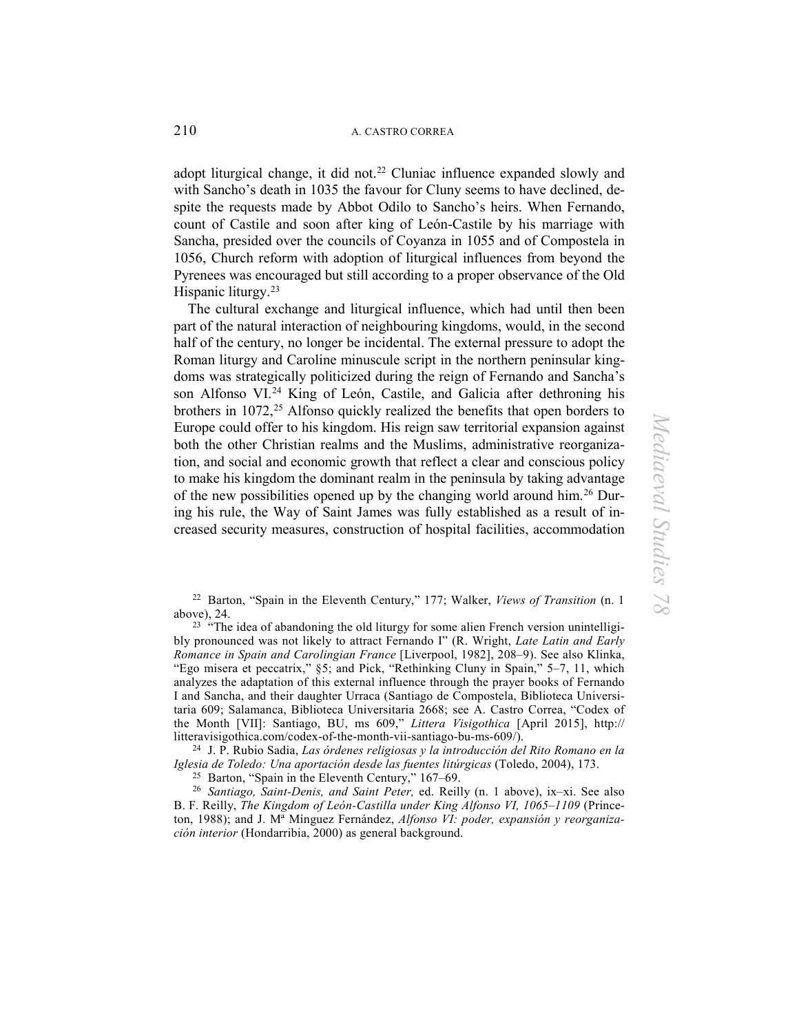adopt liturgical change, it did not.[22] Cluniac influence expanded slowly and with Sancho's death in 1035 the favour for Cluny seems to have declined, despite the requests made by Abbot Odilo to Sancho's heirs. When Fernando, count of Castile and soon after king of León-Castile by his marriage with Sancha, presided over the councils of Coyanza in 1055 and of Compostela in 1056, Church reform with adoption of liturgical influences from beyond the Pyrenees was encouraged but still according to a proper observance of the Old Hispanic liturgy.[23]

The cultural exchange and liturgical influence, which had until then been part of the natural interaction of neighbouring kingdoms, would, in the second half of the century, no longer be incidental. The external pressure to adopt the Roman liturgy and Caroline minuscule script in the northern peninsular kingdoms was strategically politicized during the reign of Fernando and Sancha's son Alfonso VI.[24] King of León, Castile, and Galicia after dethroning his brothers in 1072,[25] Alfonso quickly realized the benefits that open borders to Europe could offer to his kingdom. His reign saw territorial expansion against both the other Christian realms and the Muslims, administrative reorganization, and social and economic growth that reflect a clear and conscious policy to make his kingdom the dominant realm in the peninsula by taking advantage of the new possibilities opened up by the changing world around him.[26] During his rule, the Way of Saint James was fully established as a result of increased security measures, construction of hospital facilities, accommodation

---

[22] Barton, "Spain in the Eleventh Century," 177; Walker, *Views of Transition* (n. 1 above), 24.

[23] "The idea of abandoning the old liturgy for some alien French version unintelligibly pronounced was not likely to attract Fernando I" (R. Wright, *Late Latin and Early Romance in Spain and Carolingian France* [Liverpool, 1982], 208–9). See also Klinka, "Ego misera et peccatrix," §5; and Pick, "Rethinking Cluny in Spain," 5–7, 11, which analyzes the adaptation of this external influence through the prayer books of Fernando I and Sancha, and their daughter Urraca (Santiago de Compostela, Biblioteca Universitaria 609; Salamanca, Biblioteca Universitaria 2668; see A. Castro Correa, "Codex of the Month [VII]: Santiago, BU, ms 609," *Littera Visigothica* [April 2015], http://litteravisigothica.com/codex-of-the-month-vii-santiago-bu-ms-609/).

[24] J. P. Rubio Sadia, *Las órdenes religiosas y la introducción del Rito Romano en la Iglesia de Toledo: Una aportación desde las fuentes litúrgicas* (Toledo, 2004), 173.

[25] Barton, "Spain in the Eleventh Century," 167–69.

[26] *Santiago, Saint-Denis, and Saint Peter,* ed. Reilly (n. 1 above), ix–xi. See also B. F. Reilly, *The Kingdom of León-Castilla under King Alfonso VI, 1065–1109* (Princeton, 1988); and J. Mª Mínguez Fernández, *Alfonso VI: poder, expansión y reorganización interior* (Hondarribia, 2000) as general background.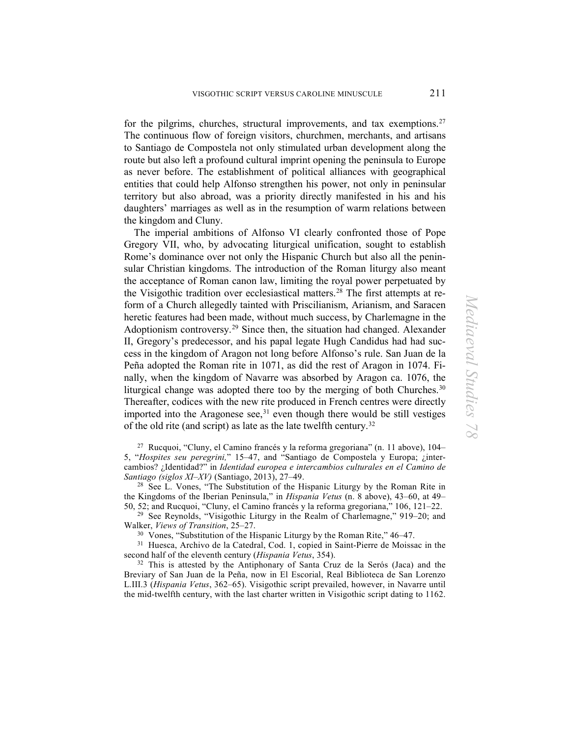for the pilgrims, churches, structural improvements, and tax exemptions.[27] The continuous flow of foreign visitors, churchmen, merchants, and artisans to Santiago de Compostela not only stimulated urban development along the route but also left a profound cultural imprint opening the peninsula to Europe as never before. The establishment of political alliances with geographical entities that could help Alfonso strengthen his power, not only in peninsular territory but also abroad, was a priority directly manifested in his and his daughters' marriages as well as in the resumption of warm relations between the kingdom and Cluny.

The imperial ambitions of Alfonso VI clearly confronted those of Pope Gregory VII, who, by advocating liturgical unification, sought to establish Rome's dominance over not only the Hispanic Church but also all the peninsular Christian kingdoms. The introduction of the Roman liturgy also meant the acceptance of Roman canon law, limiting the royal power perpetuated by the Visigothic tradition over ecclesiastical matters.[28] The first attempts at reform of a Church allegedly tainted with Priscilianism, Arianism, and Saracen heretic features had been made, without much success, by Charlemagne in the Adoptionism controversy.[29] Since then, the situation had changed. Alexander II, Gregory's predecessor, and his papal legate Hugh Candidus had had success in the kingdom of Aragon not long before Alfonso's rule. San Juan de la Peña adopted the Roman rite in 1071, as did the rest of Aragon in 1074. Finally, when the kingdom of Navarre was absorbed by Aragon ca. 1076, the liturgical change was adopted there too by the merging of both Churches.[30] Thereafter, codices with the new rite produced in French centres were directly imported into the Aragonese see,[31] even though there would be still vestiges of the old rite (and script) as late as the late twelfth century.[32]

[27] Rucquoi, "Cluny, el Camino francés y la reforma gregoriana" (n. 11 above), 104–5, "*Hospites seu peregrini,*" 15–47, and "Santiago de Compostela y Europa; ¿intercambios? ¿Identidad?" in *Identidad europea e intercambios culturales en el Camino de Santiago (siglos XI–XV)* (Santiago, 2013), 27–49.

[28] See L. Vones, "The Substitution of the Hispanic Liturgy by the Roman Rite in the Kingdoms of the Iberian Peninsula," in *Hispania Vetus* (n. 8 above), 43–60, at 49–50, 52; and Rucquoi, "Cluny, el Camino francés y la reforma gregoriana," 106, 121–22.

[29] See Reynolds, "Visigothic Liturgy in the Realm of Charlemagne," 919–20; and Walker, *Views of Transition*, 25–27.

[30] Vones, "Substitution of the Hispanic Liturgy by the Roman Rite," 46–47.

[31] Huesca, Archivo de la Catedral, Cod. 1, copied in Saint-Pierre de Moissac in the second half of the eleventh century (*Hispania Vetus*, 354).

[32] This is attested by the Antiphonary of Santa Cruz de la Serós (Jaca) and the Breviary of San Juan de la Peña, now in El Escorial, Real Biblioteca de San Lorenzo L.III.3 (*Hispania Vetus*, 362–65). Visigothic script prevailed, however, in Navarre until the mid-twelfth century, with the last charter written in Visigothic script dating to 1162.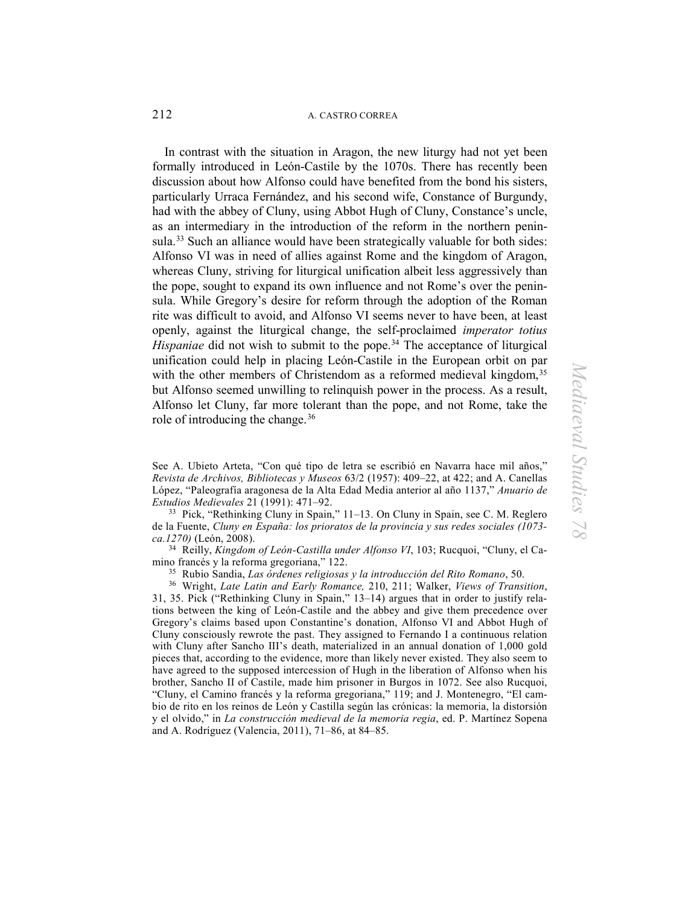In contrast with the situation in Aragon, the new liturgy had not yet been formally introduced in León-Castile by the 1070s. There has recently been discussion about how Alfonso could have benefited from the bond his sisters, particularly Urraca Fernández, and his second wife, Constance of Burgundy, had with the abbey of Cluny, using Abbot Hugh of Cluny, Constance's uncle, as an intermediary in the introduction of the reform in the northern peninsula.[33] Such an alliance would have been strategically valuable for both sides: Alfonso VI was in need of allies against Rome and the kingdom of Aragon, whereas Cluny, striving for liturgical unification albeit less aggressively than the pope, sought to expand its own influence and not Rome's over the peninsula. While Gregory's desire for reform through the adoption of the Roman rite was difficult to avoid, and Alfonso VI seems never to have been, at least openly, against the liturgical change, the self-proclaimed *imperator totius Hispaniae* did not wish to submit to the pope.[34] The acceptance of liturgical unification could help in placing León-Castile in the European orbit on par with the other members of Christendom as a reformed medieval kingdom,[35] but Alfonso seemed unwilling to relinquish power in the process. As a result, Alfonso let Cluny, far more tolerant than the pope, and not Rome, take the role of introducing the change.[36]

See A. Ubieto Arteta, "Con qué tipo de letra se escribió en Navarra hace mil años," *Revista de Archivos, Bibliotecas y Museos* 63/2 (1957): 409–22, at 422; and A. Canellas López, "Paleografía aragonesa de la Alta Edad Media anterior al año 1137," *Anuario de Estudios Medievales* 21 (1991): 471–92.

[33] Pick, "Rethinking Cluny in Spain," 11–13. On Cluny in Spain, see C. M. Reglero de la Fuente, *Cluny en España: los prioratos de la provincia y sus redes sociales (1073-ca.1270)* (León, 2008).

[34] Reilly, *Kingdom of León-Castilla under Alfonso VI*, 103; Rucquoi, "Cluny, el Camino francés y la reforma gregoriana," 122.

[35] Rubio Sandia, *Las órdenes religiosas y la introducción del Rito Romano*, 50.

[36] Wright, *Late Latin and Early Romance,* 210, 211; Walker, *Views of Transition*, 31, 35. Pick ("Rethinking Cluny in Spain," 13–14) argues that in order to justify relations between the king of León-Castile and the abbey and give them precedence over Gregory's claims based upon Constantine's donation, Alfonso VI and Abbot Hugh of Cluny consciously rewrote the past. They assigned to Fernando I a continuous relation with Cluny after Sancho III's death, materialized in an annual donation of 1,000 gold pieces that, according to the evidence, more than likely never existed. They also seem to have agreed to the supposed intercession of Hugh in the liberation of Alfonso when his brother, Sancho II of Castile, made him prisoner in Burgos in 1072. See also Rucquoi, "Cluny, el Camino francés y la reforma gregoriana," 119; and J. Montenegro, "El cambio de rito en los reinos de León y Castilla según las crónicas: la memoria, la distorsión y el olvido," in *La construcción medieval de la memoria regia*, ed. P. Martínez Sopena and A. Rodríguez (Valencia, 2011), 71–86, at 84–85.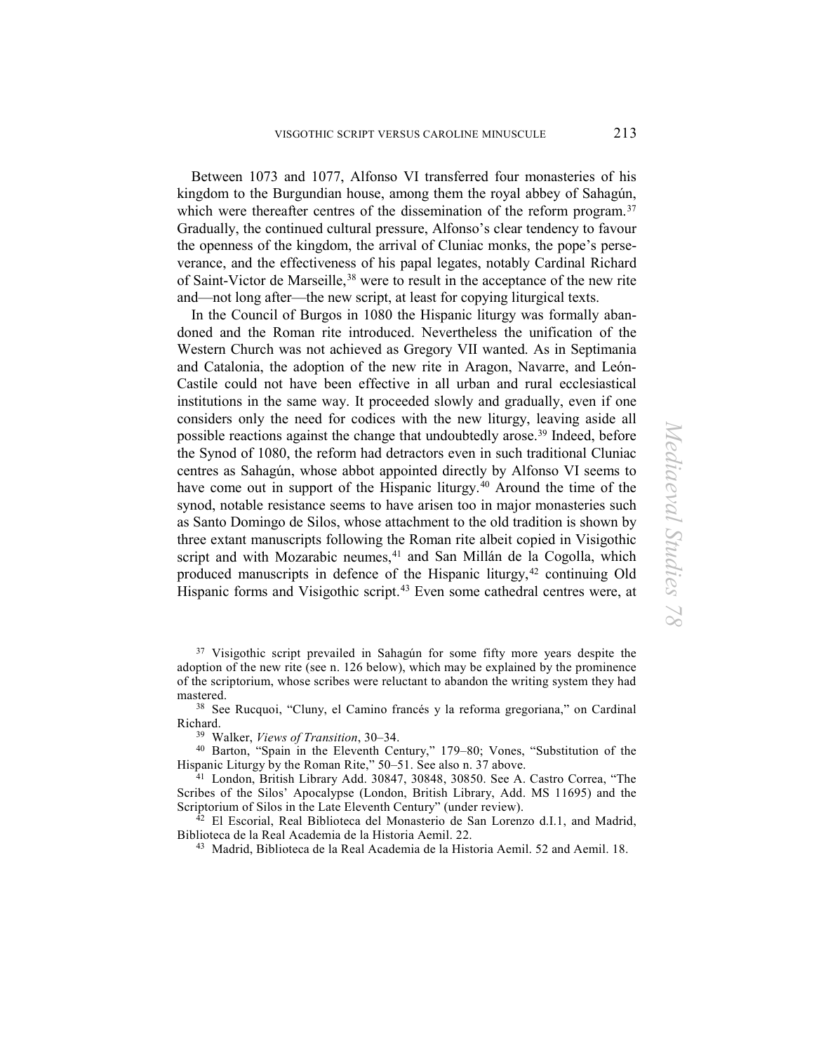Between 1073 and 1077, Alfonso VI transferred four monasteries of his kingdom to the Burgundian house, among them the royal abbey of Sahagún, which were thereafter centres of the dissemination of the reform program.[37] Gradually, the continued cultural pressure, Alfonso's clear tendency to favour the openness of the kingdom, the arrival of Cluniac monks, the pope's perseverance, and the effectiveness of his papal legates, notably Cardinal Richard of Saint-Victor de Marseille,[38] were to result in the acceptance of the new rite and—not long after—the new script, at least for copying liturgical texts.

In the Council of Burgos in 1080 the Hispanic liturgy was formally abandoned and the Roman rite introduced. Nevertheless the unification of the Western Church was not achieved as Gregory VII wanted. As in Septimania and Catalonia, the adoption of the new rite in Aragon, Navarre, and León-Castile could not have been effective in all urban and rural ecclesiastical institutions in the same way. It proceeded slowly and gradually, even if one considers only the need for codices with the new liturgy, leaving aside all possible reactions against the change that undoubtedly arose.[39] Indeed, before the Synod of 1080, the reform had detractors even in such traditional Cluniac centres as Sahagún, whose abbot appointed directly by Alfonso VI seems to have come out in support of the Hispanic liturgy.[40] Around the time of the synod, notable resistance seems to have arisen too in major monasteries such as Santo Domingo de Silos, whose attachment to the old tradition is shown by three extant manuscripts following the Roman rite albeit copied in Visigothic script and with Mozarabic neumes,[41] and San Millán de la Cogolla, which produced manuscripts in defence of the Hispanic liturgy,[42] continuing Old Hispanic forms and Visigothic script.[43] Even some cathedral centres were, at

---

[37] Visigothic script prevailed in Sahagún for some fifty more years despite the adoption of the new rite (see n. 126 below), which may be explained by the prominence of the scriptorium, whose scribes were reluctant to abandon the writing system they had mastered.

[38] See Rucquoi, "Cluny, el Camino francés y la reforma gregoriana," on Cardinal Richard.

[39] Walker, *Views of Transition*, 30–34.

[40] Barton, "Spain in the Eleventh Century," 179–80; Vones, "Substitution of the Hispanic Liturgy by the Roman Rite," 50–51. See also n. 37 above.

[41] London, British Library Add. 30847, 30848, 30850. See A. Castro Correa, "The Scribes of the Silos' Apocalypse (London, British Library, Add. MS 11695) and the Scriptorium of Silos in the Late Eleventh Century" (under review).

[42] El Escorial, Real Biblioteca del Monasterio de San Lorenzo d.I.1, and Madrid, Biblioteca de la Real Academia de la Historia Aemil. 22.

[43] Madrid, Biblioteca de la Real Academia de la Historia Aemil. 52 and Aemil. 18.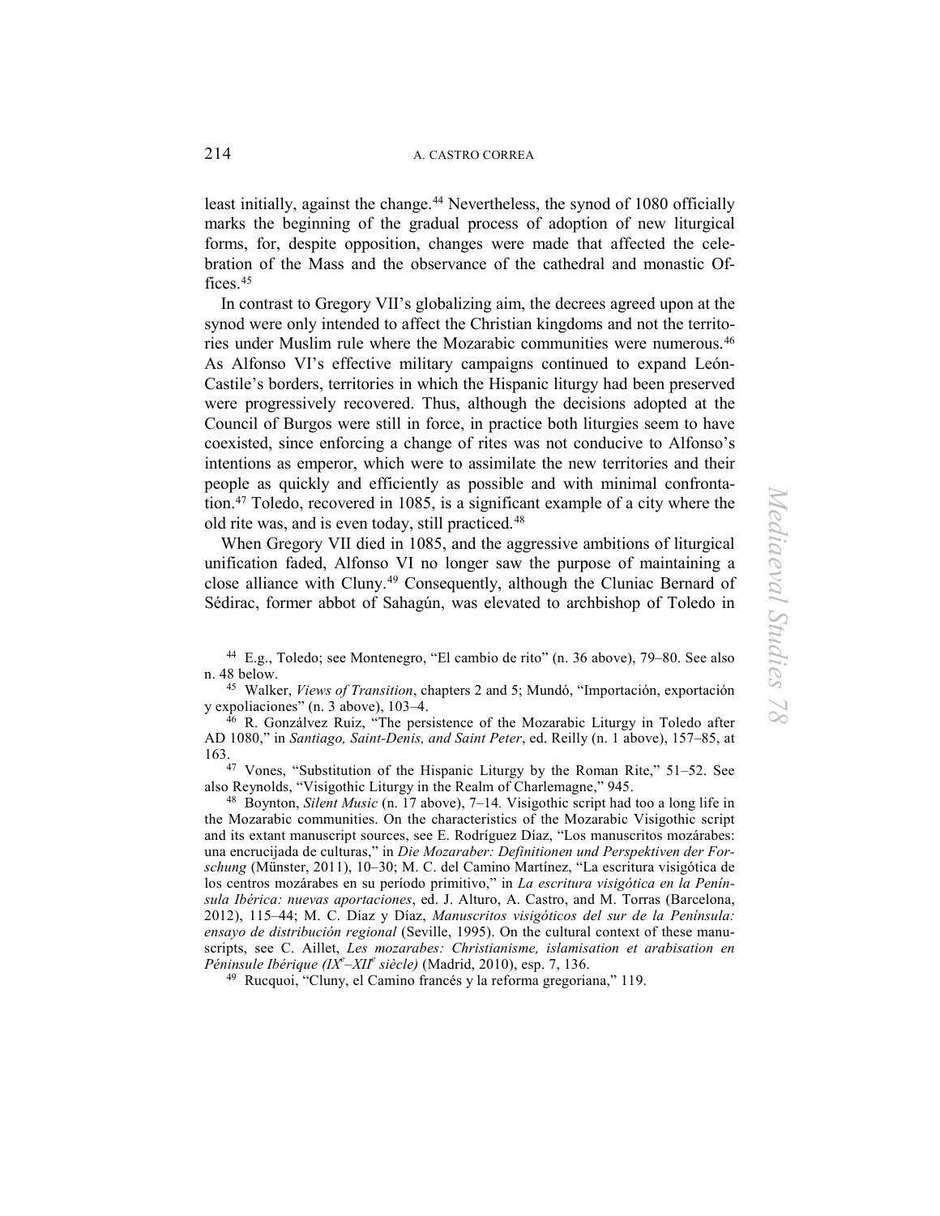least initially, against the change.[44] Nevertheless, the synod of 1080 officially marks the beginning of the gradual process of adoption of new liturgical forms, for, despite opposition, changes were made that affected the celebration of the Mass and the observance of the cathedral and monastic Offices.[45]

In contrast to Gregory VII's globalizing aim, the decrees agreed upon at the synod were only intended to affect the Christian kingdoms and not the territories under Muslim rule where the Mozarabic communities were numerous.[46] As Alfonso VI's effective military campaigns continued to expand León-Castile's borders, territories in which the Hispanic liturgy had been preserved were progressively recovered. Thus, although the decisions adopted at the Council of Burgos were still in force, in practice both liturgies seem to have coexisted, since enforcing a change of rites was not conducive to Alfonso's intentions as emperor, which were to assimilate the new territories and their people as quickly and efficiently as possible and with minimal confrontation.[47] Toledo, recovered in 1085, is a significant example of a city where the old rite was, and is even today, still practiced.[48]

When Gregory VII died in 1085, and the aggressive ambitions of liturgical unification faded, Alfonso VI no longer saw the purpose of maintaining a close alliance with Cluny.[49] Consequently, although the Cluniac Bernard of Sédirac, former abbot of Sahagún, was elevated to archbishop of Toledo in

---

[44] E.g., Toledo; see Montenegro, "El cambio de rito" (n. 36 above), 79–80. See also n. 48 below.

[45] Walker, *Views of Transition*, chapters 2 and 5; Mundó, "Importación, exportación y expoliaciones" (n. 3 above), 103–4.

[46] R. Gonzálvez Ruiz, "The persistence of the Mozarabic Liturgy in Toledo after AD 1080," in *Santiago, Saint-Denis, and Saint Peter*, ed. Reilly (n. 1 above), 157–85, at 163.

[47] Vones, "Substitution of the Hispanic Liturgy by the Roman Rite," 51–52. See also Reynolds, "Visigothic Liturgy in the Realm of Charlemagne," 945.

[48] Boynton, *Silent Music* (n. 17 above), 7–14. Visigothic script had too a long life in the Mozarabic communities. On the characteristics of the Mozarabic Visigothic script and its extant manuscript sources, see E. Rodríguez Díaz, "Los manuscritos mozárabes: una encrucijada de culturas," in *Die Mozaraber: Definitionen und Perspektiven der Forschung* (Münster, 2011), 10–30; M. C. del Camino Martínez, "La escritura visigótica de los centros mozárabes en su período primitivo," in *La escritura visigótica en la Península Ibérica: nuevas aportaciones*, ed. J. Alturo, A. Castro, and M. Torras (Barcelona, 2012), 115–44; M. C. Díaz y Díaz, *Manuscritos visigóticos del sur de la Península: ensayo de distribución regional* (Seville, 1995). On the cultural context of these manuscripts, see C. Aillet, *Les mozarabes: Christianisme, islamisation et arabisation en Péninsule Ibérique (IXe–XIIe siècle)* (Madrid, 2010), esp. 7, 136.

[49] Rucquoi, "Cluny, el Camino francés y la reforma gregoriana," 119.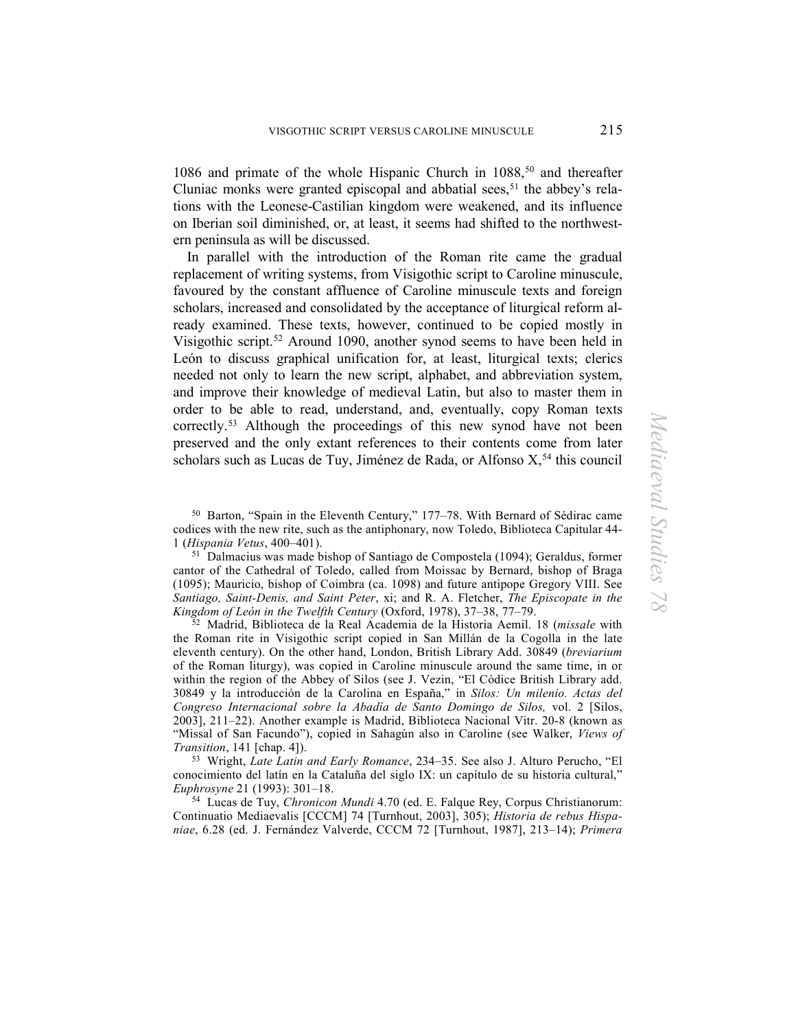1086 and primate of the whole Hispanic Church in 1088,[50] and thereafter Cluniac monks were granted episcopal and abbatial sees,[51] the abbey's relations with the Leonese-Castilian kingdom were weakened, and its influence on Iberian soil diminished, or, at least, it seems had shifted to the northwestern peninsula as will be discussed.

In parallel with the introduction of the Roman rite came the gradual replacement of writing systems, from Visigothic script to Caroline minuscule, favoured by the constant affluence of Caroline minuscule texts and foreign scholars, increased and consolidated by the acceptance of liturgical reform already examined. These texts, however, continued to be copied mostly in Visigothic script.[52] Around 1090, another synod seems to have been held in León to discuss graphical unification for, at least, liturgical texts; clerics needed not only to learn the new script, alphabet, and abbreviation system, and improve their knowledge of medieval Latin, but also to master them in order to be able to read, understand, and, eventually, copy Roman texts correctly.[53] Although the proceedings of this new synod have not been preserved and the only extant references to their contents come from later scholars such as Lucas de Tuy, Jiménez de Rada, or Alfonso X,[54] this council

---

[50] Barton, "Spain in the Eleventh Century," 177–78. With Bernard of Sédirac came codices with the new rite, such as the antiphonary, now Toledo, Biblioteca Capitular 44-1 (*Hispania Vetus*, 400–401).

[51] Dalmacius was made bishop of Santiago de Compostela (1094); Geraldus, former cantor of the Cathedral of Toledo, called from Moissac by Bernard, bishop of Braga (1095); Mauricio, bishop of Coimbra (ca. 1098) and future antipope Gregory VIII. See *Santiago, Saint-Denis, and Saint Peter*, xi; and R. A. Fletcher, *The Episcopate in the Kingdom of León in the Twelfth Century* (Oxford, 1978), 37–38, 77–79.

[52] Madrid, Biblioteca de la Real Academia de la Historia Aemil. 18 (*missale* with the Roman rite in Visigothic script copied in San Millán de la Cogolla in the late eleventh century). On the other hand, London, British Library Add. 30849 (*breviarium* of the Roman liturgy), was copied in Caroline minuscule around the same time, in or within the region of the Abbey of Silos (see J. Vezin, "El Códice British Library add. 30849 y la introducción de la Carolina en España," in *Silos: Un milenio. Actas del Congreso Internacional sobre la Abadía de Santo Domingo de Silos,* vol. 2 [Silos, 2003], 211–22). Another example is Madrid, Biblioteca Nacional Vitr. 20-8 (known as "Missal of San Facundo"), copied in Sahagún also in Caroline (see Walker, *Views of Transition*, 141 [chap. 4]).

[53] Wright, *Late Latin and Early Romance*, 234–35. See also J. Alturo Perucho, "El conocimiento del latín en la Cataluña del siglo IX: un capítulo de su historia cultural," *Euphrosyne* 21 (1993): 301–18.

[54] Lucas de Tuy, *Chronicon Mundi* 4.70 (ed. E. Falque Rey, Corpus Christianorum: Continuatio Mediaevalis [CCCM] 74 [Turnhout, 2003], 305); *Historia de rebus Hispaniae*, 6.28 (ed. J. Fernández Valverde, CCCM 72 [Turnhout, 1987], 213–14); *Primera*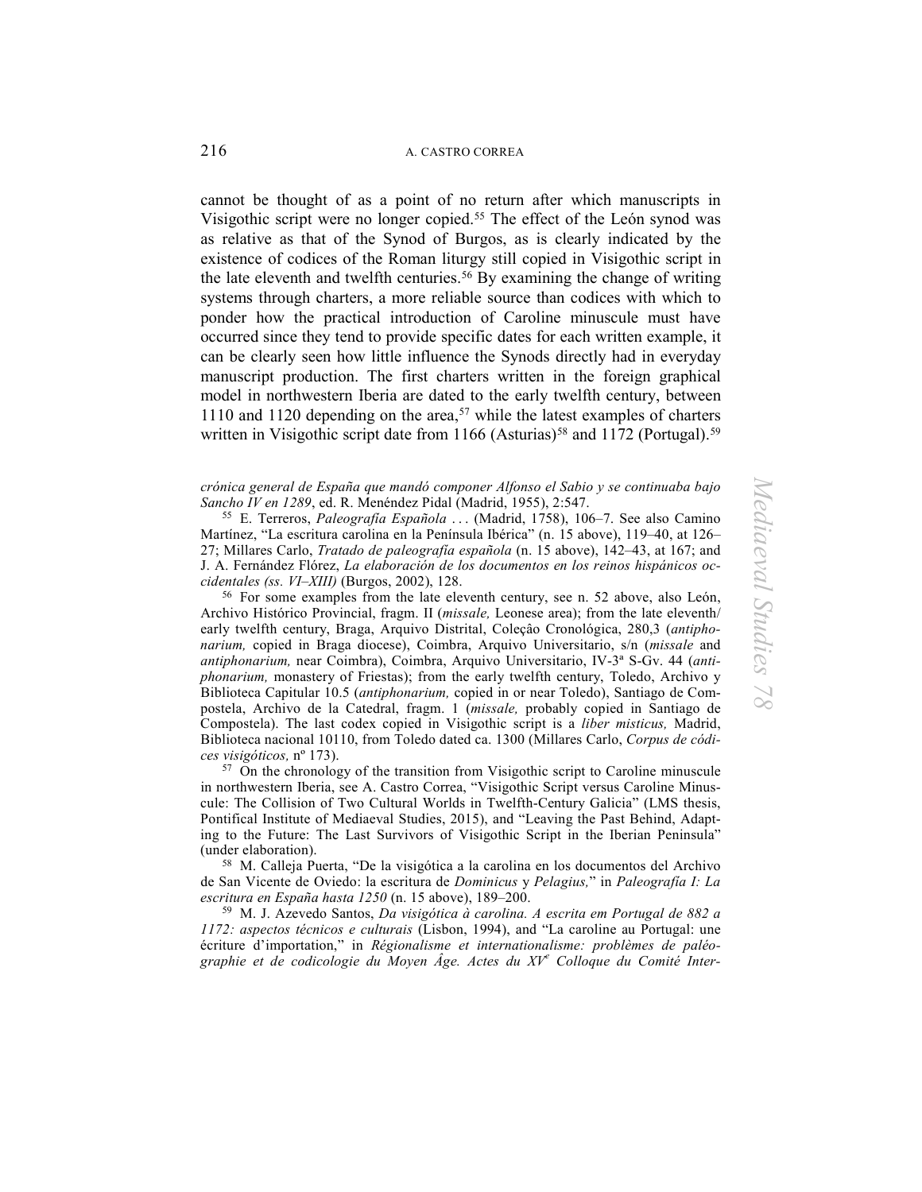cannot be thought of as a point of no return after which manuscripts in Visigothic script were no longer copied.[55] The effect of the León synod was as relative as that of the Synod of Burgos, as is clearly indicated by the existence of codices of the Roman liturgy still copied in Visigothic script in the late eleventh and twelfth centuries.[56] By examining the change of writing systems through charters, a more reliable source than codices with which to ponder how the practical introduction of Caroline minuscule must have occurred since they tend to provide specific dates for each written example, it can be clearly seen how little influence the Synods directly had in everyday manuscript production. The first charters written in the foreign graphical model in northwestern Iberia are dated to the early twelfth century, between 1110 and 1120 depending on the area,[57] while the latest examples of charters written in Visigothic script date from 1166 (Asturias)[58] and 1172 (Portugal).[59]

*crónica general de España que mandó componer Alfonso el Sabio y se continuaba bajo Sancho IV en 1289*, ed. R. Menéndez Pidal (Madrid, 1955), 2:547.

[55] E. Terreros, *Paleografía Española* . . . (Madrid, 1758), 106–7. See also Camino Martínez, "La escritura carolina en la Península Ibérica" (n. 15 above), 119–40, at 126–27; Millares Carlo, *Tratado de paleografía española* (n. 15 above), 142–43, at 167; and J. A. Fernández Flórez, *La elaboración de los documentos en los reinos hispánicos occidentales (ss. VI–XIII)* (Burgos, 2002), 128.

[56] For some examples from the late eleventh century, see n. 52 above, also León, Archivo Histórico Provincial, fragm. II (*missale,* Leonese area); from the late eleventh/early twelfth century, Braga, Arquivo Distrital, Coleção Cronológica, 280,3 (*antiphonarium,* copied in Braga diocese), Coimbra, Arquivo Universitario, s/n (*missale* and *antiphonarium,* near Coimbra), Coimbra, Arquivo Universitario, IV-3ª S-Gv. 44 (*antiphonarium,* monastery of Friestas); from the early twelfth century, Toledo, Archivo y Biblioteca Capitular 10.5 (*antiphonarium,* copied in or near Toledo), Santiago de Compostela, Archivo de la Catedral, fragm. 1 (*missale,* probably copied in Santiago de Compostela). The last codex copied in Visigothic script is a *liber misticus,* Madrid, Biblioteca nacional 10110, from Toledo dated ca. 1300 (Millares Carlo, *Corpus de códices visigóticos,* nº 173).

[57] On the chronology of the transition from Visigothic script to Caroline minuscule in northwestern Iberia, see A. Castro Correa, "Visigothic Script versus Caroline Minuscule: The Collision of Two Cultural Worlds in Twelfth-Century Galicia" (LMS thesis, Pontifical Institute of Mediaeval Studies, 2015), and "Leaving the Past Behind, Adapting to the Future: The Last Survivors of Visigothic Script in the Iberian Peninsula" (under elaboration).

[58] M. Calleja Puerta, "De la visigótica a la carolina en los documentos del Archivo de San Vicente de Oviedo: la escritura de *Dominicus* y *Pelagius,*" in *Paleografía I: La escritura en España hasta 1250* (n. 15 above), 189–200.

[59] M. J. Azevedo Santos, *Da visigótica à carolina. A escrita em Portugal de 882 a 1172: aspectos técnicos e culturais* (Lisbon, 1994), and "La caroline au Portugal: une écriture d'importation," in *Régionalisme et internationalisme: problèmes de paléographie et de codicologie du Moyen Âge. Actes du XV^e Colloque du Comité Inter-*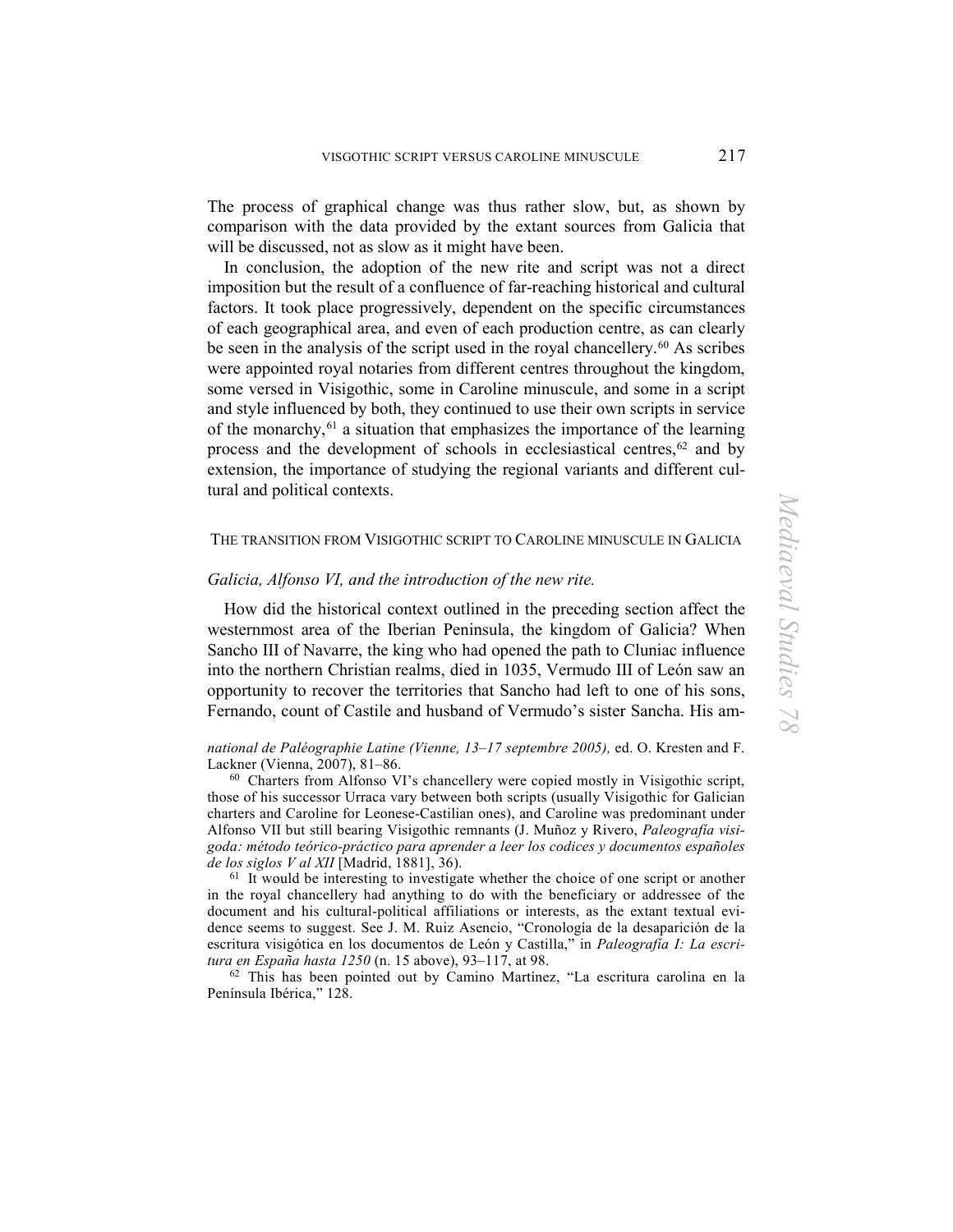The process of graphical change was thus rather slow, but, as shown by comparison with the data provided by the extant sources from Galicia that will be discussed, not as slow as it might have been.

In conclusion, the adoption of the new rite and script was not a direct imposition but the result of a confluence of far-reaching historical and cultural factors. It took place progressively, dependent on the specific circumstances of each geographical area, and even of each production centre, as can clearly be seen in the analysis of the script used in the royal chancellery.[60] As scribes were appointed royal notaries from different centres throughout the kingdom, some versed in Visigothic, some in Caroline minuscule, and some in a script and style influenced by both, they continued to use their own scripts in service of the monarchy,[61] a situation that emphasizes the importance of the learning process and the development of schools in ecclesiastical centres,[62] and by extension, the importance of studying the regional variants and different cultural and political contexts.

## THE TRANSITION FROM VISIGOTHIC SCRIPT TO CAROLINE MINUSCULE IN GALICIA

### *Galicia, Alfonso VI, and the introduction of the new rite.*

How did the historical context outlined in the preceding section affect the westernmost area of the Iberian Peninsula, the kingdom of Galicia? When Sancho III of Navarre, the king who had opened the path to Cluniac influence into the northern Christian realms, died in 1035, Vermudo III of León saw an opportunity to recover the territories that Sancho had left to one of his sons, Fernando, count of Castile and husband of Vermudo's sister Sancha. His am-

*national de Paléographie Latine (Vienne, 13–17 septembre 2005),* ed. O. Kresten and F. Lackner (Vienna, 2007), 81–86.

[60] Charters from Alfonso VI's chancellery were copied mostly in Visigothic script, those of his successor Urraca vary between both scripts (usually Visigothic for Galician charters and Caroline for Leonese-Castilian ones), and Caroline was predominant under Alfonso VII but still bearing Visigothic remnants (J. Muñoz y Rivero, *Paleografía visigoda: método teórico-práctico para aprender a leer los codices y documentos españoles de los siglos V al XII* [Madrid, 1881], 36).

[61] It would be interesting to investigate whether the choice of one script or another in the royal chancellery had anything to do with the beneficiary or addressee of the document and his cultural-political affiliations or interests, as the extant textual evidence seems to suggest. See J. M. Ruiz Asencio, "Cronología de la desaparición de la escritura visigótica en los documentos de León y Castilla," in *Paleografía I: La escritura en España hasta 1250* (n. 15 above), 93–117, at 98.

[62] This has been pointed out by Camino Martínez, "La escritura carolina en la Península Ibérica," 128.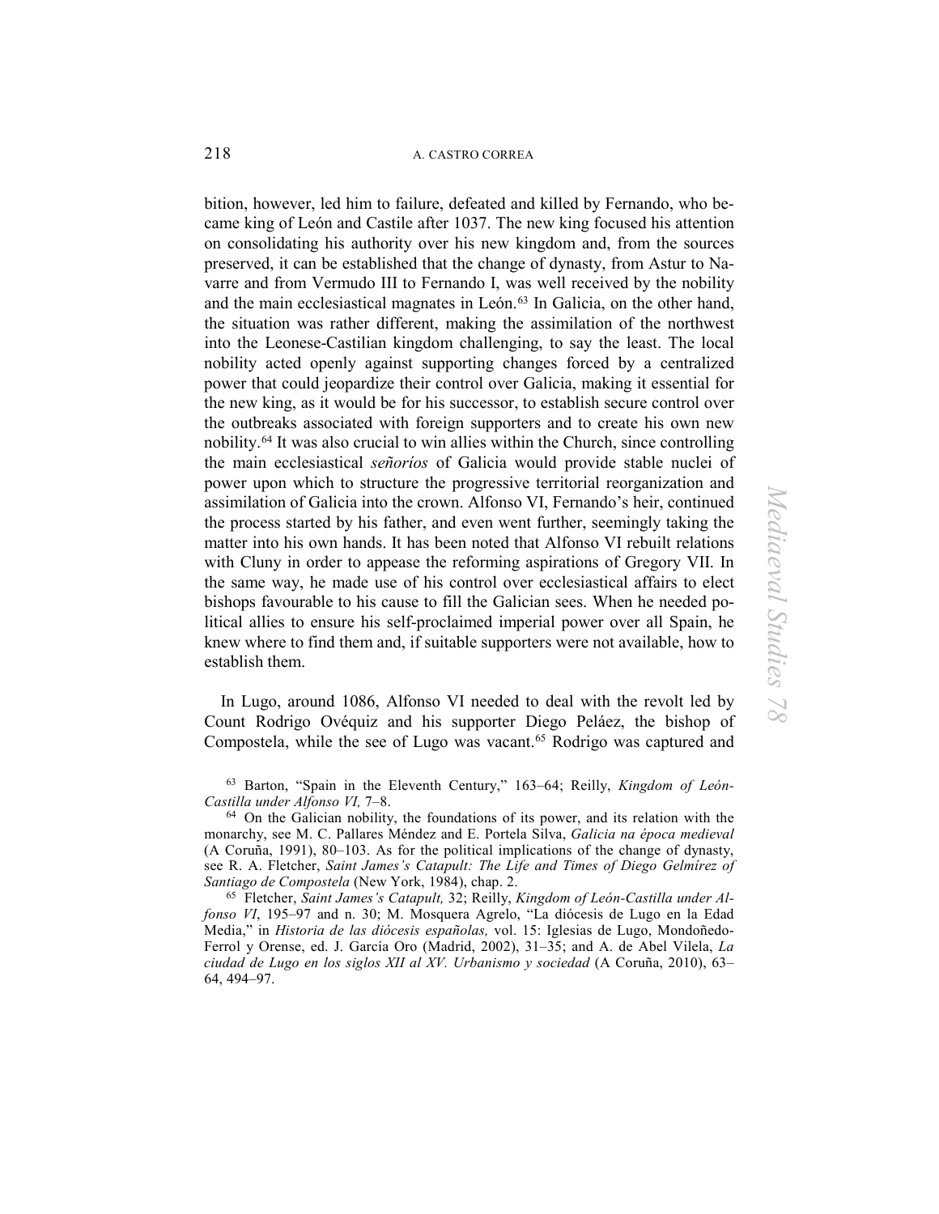bition, however, led him to failure, defeated and killed by Fernando, who became king of León and Castile after 1037. The new king focused his attention on consolidating his authority over his new kingdom and, from the sources preserved, it can be established that the change of dynasty, from Astur to Navarre and from Vermudo III to Fernando I, was well received by the nobility and the main ecclesiastical magnates in León.[63] In Galicia, on the other hand, the situation was rather different, making the assimilation of the northwest into the Leonese-Castilian kingdom challenging, to say the least. The local nobility acted openly against supporting changes forced by a centralized power that could jeopardize their control over Galicia, making it essential for the new king, as it would be for his successor, to establish secure control over the outbreaks associated with foreign supporters and to create his own new nobility.[64] It was also crucial to win allies within the Church, since controlling the main ecclesiastical *señoríos* of Galicia would provide stable nuclei of power upon which to structure the progressive territorial reorganization and assimilation of Galicia into the crown. Alfonso VI, Fernando's heir, continued the process started by his father, and even went further, seemingly taking the matter into his own hands. It has been noted that Alfonso VI rebuilt relations with Cluny in order to appease the reforming aspirations of Gregory VII. In the same way, he made use of his control over ecclesiastical affairs to elect bishops favourable to his cause to fill the Galician sees. When he needed political allies to ensure his self-proclaimed imperial power over all Spain, he knew where to find them and, if suitable supporters were not available, how to establish them.

In Lugo, around 1086, Alfonso VI needed to deal with the revolt led by Count Rodrigo Ovéquiz and his supporter Diego Peláez, the bishop of Compostela, while the see of Lugo was vacant.[65] Rodrigo was captured and

---

[63] Barton, "Spain in the Eleventh Century," 163–64; Reilly, *Kingdom of León-Castilla under Alfonso VI,* 7–8.

[64] On the Galician nobility, the foundations of its power, and its relation with the monarchy, see M. C. Pallares Méndez and E. Portela Silva, *Galicia na época medieval* (A Coruña, 1991), 80–103. As for the political implications of the change of dynasty, see R. A. Fletcher, *Saint James's Catapult: The Life and Times of Diego Gelmírez of Santiago de Compostela* (New York, 1984), chap. 2.

[65] Fletcher, *Saint James's Catapult,* 32; Reilly, *Kingdom of León-Castilla under Alfonso VI*, 195–97 and n. 30; M. Mosquera Agrelo, "La diócesis de Lugo en la Edad Media," in *Historia de las diócesis españolas,* vol. 15: Iglesias de Lugo, Mondoñedo-Ferrol y Orense, ed. J. García Oro (Madrid, 2002), 31–35; and A. de Abel Vilela, *La ciudad de Lugo en los siglos XII al XV. Urbanismo y sociedad* (A Coruña, 2010), 63–64, 494–97.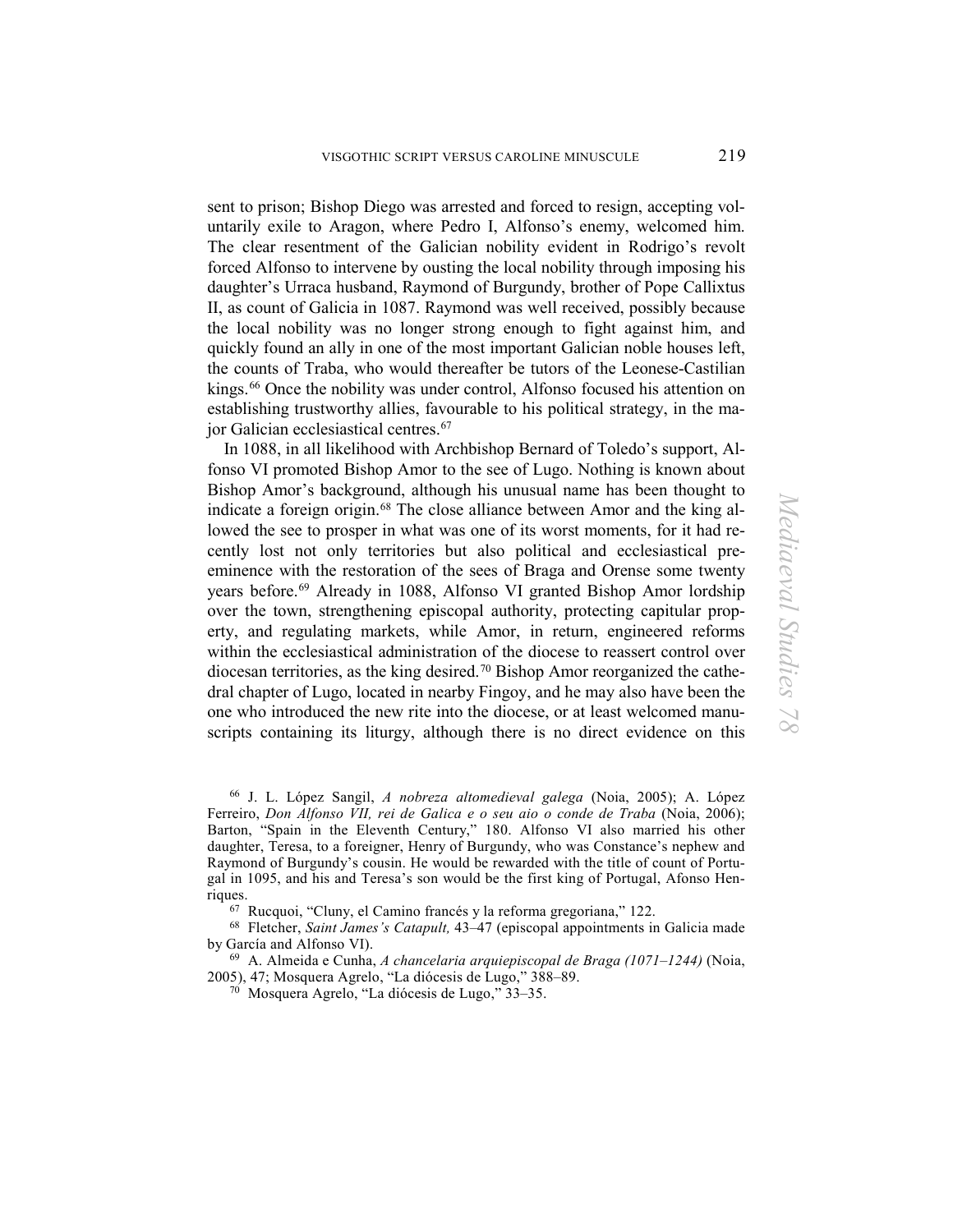sent to prison; Bishop Diego was arrested and forced to resign, accepting voluntarily exile to Aragon, where Pedro I, Alfonso's enemy, welcomed him. The clear resentment of the Galician nobility evident in Rodrigo's revolt forced Alfonso to intervene by ousting the local nobility through imposing his daughter's Urraca husband, Raymond of Burgundy, brother of Pope Callixtus II, as count of Galicia in 1087. Raymond was well received, possibly because the local nobility was no longer strong enough to fight against him, and quickly found an ally in one of the most important Galician noble houses left, the counts of Traba, who would thereafter be tutors of the Leonese-Castilian kings.[66] Once the nobility was under control, Alfonso focused his attention on establishing trustworthy allies, favourable to his political strategy, in the major Galician ecclesiastical centres.[67]

In 1088, in all likelihood with Archbishop Bernard of Toledo's support, Alfonso VI promoted Bishop Amor to the see of Lugo. Nothing is known about Bishop Amor's background, although his unusual name has been thought to indicate a foreign origin.[68] The close alliance between Amor and the king allowed the see to prosper in what was one of its worst moments, for it had recently lost not only territories but also political and ecclesiastical preeminence with the restoration of the sees of Braga and Orense some twenty years before.[69] Already in 1088, Alfonso VI granted Bishop Amor lordship over the town, strengthening episcopal authority, protecting capitular property, and regulating markets, while Amor, in return, engineered reforms within the ecclesiastical administration of the diocese to reassert control over diocesan territories, as the king desired.[70] Bishop Amor reorganized the cathedral chapter of Lugo, located in nearby Fingoy, and he may also have been the one who introduced the new rite into the diocese, or at least welcomed manuscripts containing its liturgy, although there is no direct evidence on this

---

[66] J. L. López Sangil, *A nobreza altomedieval galega* (Noia, 2005); A. López Ferreiro, *Don Alfonso VII, rei de Galica e o seu aio o conde de Traba* (Noia, 2006); Barton, "Spain in the Eleventh Century," 180. Alfonso VI also married his other daughter, Teresa, to a foreigner, Henry of Burgundy, who was Constance's nephew and Raymond of Burgundy's cousin. He would be rewarded with the title of count of Portugal in 1095, and his and Teresa's son would be the first king of Portugal, Afonso Henriques.

[67] Rucquoi, "Cluny, el Camino francés y la reforma gregoriana," 122.

[68] Fletcher, *Saint James's Catapult,* 43–47 (episcopal appointments in Galicia made by García and Alfonso VI).

[69] A. Almeida e Cunha, *A chancelaria arquiepiscopal de Braga (1071–1244)* (Noia, 2005), 47; Mosquera Agrelo, "La diócesis de Lugo," 388–89.

[70] Mosquera Agrelo, "La diócesis de Lugo," 33–35.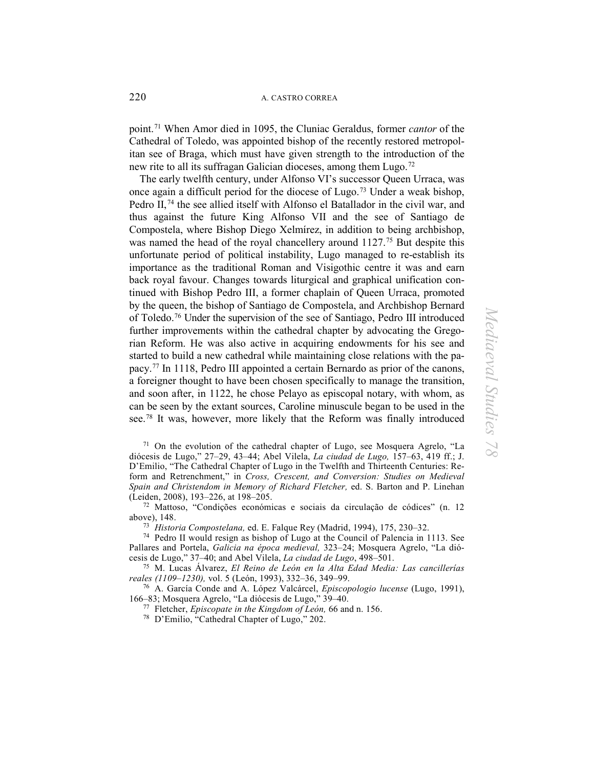point.[71] When Amor died in 1095, the Cluniac Geraldus, former *cantor* of the Cathedral of Toledo, was appointed bishop of the recently restored metropolitan see of Braga, which must have given strength to the introduction of the new rite to all its suffragan Galician dioceses, among them Lugo.[72]

The early twelfth century, under Alfonso VI's successor Queen Urraca, was once again a difficult period for the diocese of Lugo.[73] Under a weak bishop, Pedro II,[74] the see allied itself with Alfonso el Batallador in the civil war, and thus against the future King Alfonso VII and the see of Santiago de Compostela, where Bishop Diego Xelmírez, in addition to being archbishop, was named the head of the royal chancellery around 1127.[75] But despite this unfortunate period of political instability, Lugo managed to re-establish its importance as the traditional Roman and Visigothic centre it was and earn back royal favour. Changes towards liturgical and graphical unification continued with Bishop Pedro III, a former chaplain of Queen Urraca, promoted by the queen, the bishop of Santiago de Compostela, and Archbishop Bernard of Toledo.[76] Under the supervision of the see of Santiago, Pedro III introduced further improvements within the cathedral chapter by advocating the Gregorian Reform. He was also active in acquiring endowments for his see and started to build a new cathedral while maintaining close relations with the papacy.[77] In 1118, Pedro III appointed a certain Bernardo as prior of the canons, a foreigner thought to have been chosen specifically to manage the transition, and soon after, in 1122, he chose Pelayo as episcopal notary, with whom, as can be seen by the extant sources, Caroline minuscule began to be used in the see.[78] It was, however, more likely that the Reform was finally introduced

[71] On the evolution of the cathedral chapter of Lugo, see Mosquera Agrelo, "La diócesis de Lugo," 27–29, 43–44; Abel Vilela, *La ciudad de Lugo,* 157–63, 419 ff.; J. D'Emilio, "The Cathedral Chapter of Lugo in the Twelfth and Thirteenth Centuries: Reform and Retrenchment," in *Cross, Crescent, and Conversion: Studies on Medieval Spain and Christendom in Memory of Richard Fletcher,* ed. S. Barton and P. Linehan (Leiden, 2008), 193–226, at 198–205.

[72] Mattoso, "Condições económicas e sociais da circulação de códices" (n. 12 above), 148.

[73] *Historia Compostelana,* ed. E. Falque Rey (Madrid, 1994), 175, 230–32.

[74] Pedro II would resign as bishop of Lugo at the Council of Palencia in 1113. See Pallares and Portela, *Galicia na época medieval,* 323–24; Mosquera Agrelo, "La diócesis de Lugo," 37–40; and Abel Vilela, *La ciudad de Lugo*, 498–501.

[75] M. Lucas Álvarez, *El Reino de León en la Alta Edad Media: Las cancillerías reales (1109–1230),* vol. 5 (León, 1993), 332–36, 349–99.

[76] A. García Conde and A. López Valcárcel, *Episcopologio lucense* (Lugo, 1991), 166–83; Mosquera Agrelo, "La diócesis de Lugo," 39–40.

[77] Fletcher, *Episcopate in the Kingdom of León,* 66 and n. 156.

[78] D'Emilio, "Cathedral Chapter of Lugo," 202.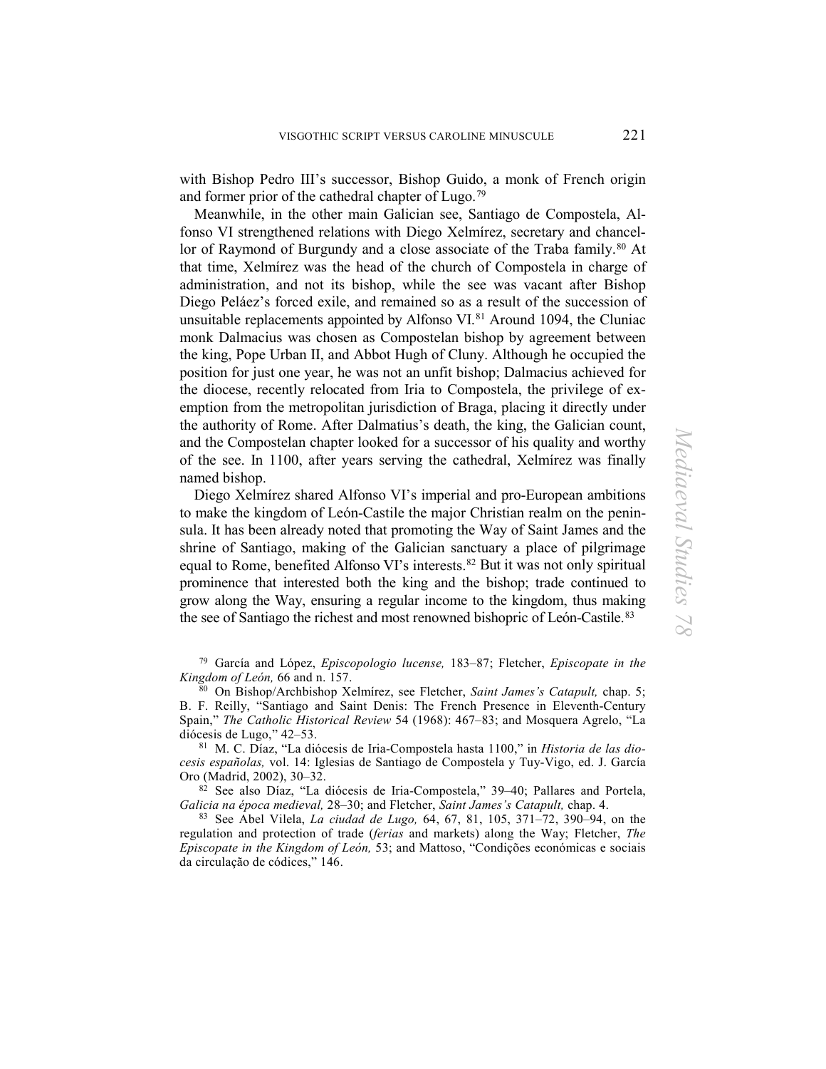with Bishop Pedro III's successor, Bishop Guido, a monk of French origin and former prior of the cathedral chapter of Lugo.[79]

Meanwhile, in the other main Galician see, Santiago de Compostela, Alfonso VI strengthened relations with Diego Xelmírez, secretary and chancellor of Raymond of Burgundy and a close associate of the Traba family.[80] At that time, Xelmírez was the head of the church of Compostela in charge of administration, and not its bishop, while the see was vacant after Bishop Diego Peláez's forced exile, and remained so as a result of the succession of unsuitable replacements appointed by Alfonso VI.[81] Around 1094, the Cluniac monk Dalmacius was chosen as Compostelan bishop by agreement between the king, Pope Urban II, and Abbot Hugh of Cluny. Although he occupied the position for just one year, he was not an unfit bishop; Dalmacius achieved for the diocese, recently relocated from Iria to Compostela, the privilege of exemption from the metropolitan jurisdiction of Braga, placing it directly under the authority of Rome. After Dalmatius's death, the king, the Galician count, and the Compostelan chapter looked for a successor of his quality and worthy of the see. In 1100, after years serving the cathedral, Xelmírez was finally named bishop.

Diego Xelmírez shared Alfonso VI's imperial and pro-European ambitions to make the kingdom of León-Castile the major Christian realm on the peninsula. It has been already noted that promoting the Way of Saint James and the shrine of Santiago, making of the Galician sanctuary a place of pilgrimage equal to Rome, benefited Alfonso VI's interests.[82] But it was not only spiritual prominence that interested both the king and the bishop; trade continued to grow along the Way, ensuring a regular income to the kingdom, thus making the see of Santiago the richest and most renowned bishopric of León-Castile.[83]

[79] García and López, *Episcopologio lucense,* 183–87; Fletcher, *Episcopate in the Kingdom of León,* 66 and n. 157.

[80] On Bishop/Archbishop Xelmírez, see Fletcher, *Saint James's Catapult,* chap. 5; B. F. Reilly, "Santiago and Saint Denis: The French Presence in Eleventh-Century Spain," *The Catholic Historical Review* 54 (1968): 467–83; and Mosquera Agrelo, "La diócesis de Lugo," 42–53.

[81] M. C. Díaz, "La diócesis de Iria-Compostela hasta 1100," in *Historia de las diocesis españolas,* vol. 14: Iglesias de Santiago de Compostela y Tuy-Vigo, ed. J. García Oro (Madrid, 2002), 30–32.

[82] See also Díaz, "La diócesis de Iria-Compostela," 39–40; Pallares and Portela, *Galicia na época medieval,* 28–30; and Fletcher, *Saint James's Catapult,* chap. 4.

[83] See Abel Vilela, *La ciudad de Lugo,* 64, 67, 81, 105, 371–72, 390–94, on the regulation and protection of trade (*ferias* and markets) along the Way; Fletcher, *The Episcopate in the Kingdom of León,* 53; and Mattoso, "Condições económicas e sociais da circulação de códices," 146.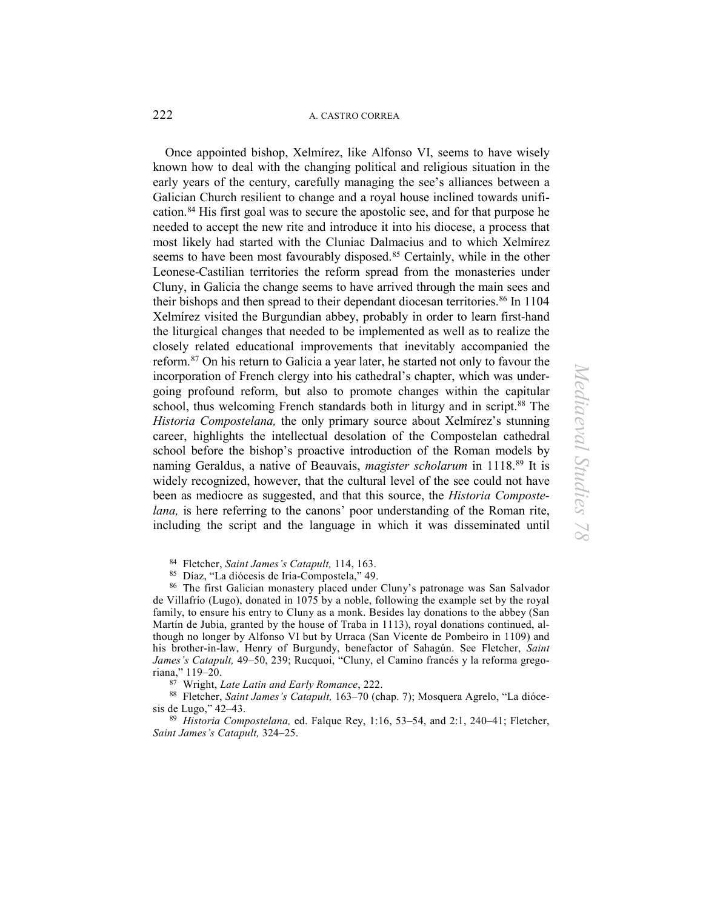Once appointed bishop, Xelmírez, like Alfonso VI, seems to have wisely known how to deal with the changing political and religious situation in the early years of the century, carefully managing the see's alliances between a Galician Church resilient to change and a royal house inclined towards unification.[84] His first goal was to secure the apostolic see, and for that purpose he needed to accept the new rite and introduce it into his diocese, a process that most likely had started with the Cluniac Dalmacius and to which Xelmírez seems to have been most favourably disposed.[85] Certainly, while in the other Leonese-Castilian territories the reform spread from the monasteries under Cluny, in Galicia the change seems to have arrived through the main sees and their bishops and then spread to their dependant diocesan territories.[86] In 1104 Xelmírez visited the Burgundian abbey, probably in order to learn first-hand the liturgical changes that needed to be implemented as well as to realize the closely related educational improvements that inevitably accompanied the reform.[87] On his return to Galicia a year later, he started not only to favour the incorporation of French clergy into his cathedral's chapter, which was undergoing profound reform, but also to promote changes within the capitular school, thus welcoming French standards both in liturgy and in script.[88] The *Historia Compostelana,* the only primary source about Xelmírez's stunning career, highlights the intellectual desolation of the Compostelan cathedral school before the bishop's proactive introduction of the Roman models by naming Geraldus, a native of Beauvais, *magister scholarum* in 1118.[89] It is widely recognized, however, that the cultural level of the see could not have been as mediocre as suggested, and that this source, the *Historia Compostelana,* is here referring to the canons' poor understanding of the Roman rite, including the script and the language in which it was disseminated until

[84] Fletcher, *Saint James's Catapult,* 114, 163.

[85] Díaz, "La diócesis de Iria-Compostela," 49.

[86] The first Galician monastery placed under Cluny's patronage was San Salvador de Villafrío (Lugo), donated in 1075 by a noble, following the example set by the royal family, to ensure his entry to Cluny as a monk. Besides lay donations to the abbey (San Martín de Jubia, granted by the house of Traba in 1113), royal donations continued, although no longer by Alfonso VI but by Urraca (San Vicente de Pombeiro in 1109) and his brother-in-law, Henry of Burgundy, benefactor of Sahagún. See Fletcher, *Saint James's Catapult,* 49–50, 239; Rucquoi, "Cluny, el Camino francés y la reforma gregoriana," 119–20.

[87] Wright, *Late Latin and Early Romance*, 222.

[88] Fletcher, *Saint James's Catapult,* 163–70 (chap. 7); Mosquera Agrelo, "La diócesis de Lugo," 42–43.

[89] *Historia Compostelana,* ed. Falque Rey, 1:16, 53–54, and 2:1, 240–41; Fletcher, *Saint James's Catapult,* 324–25.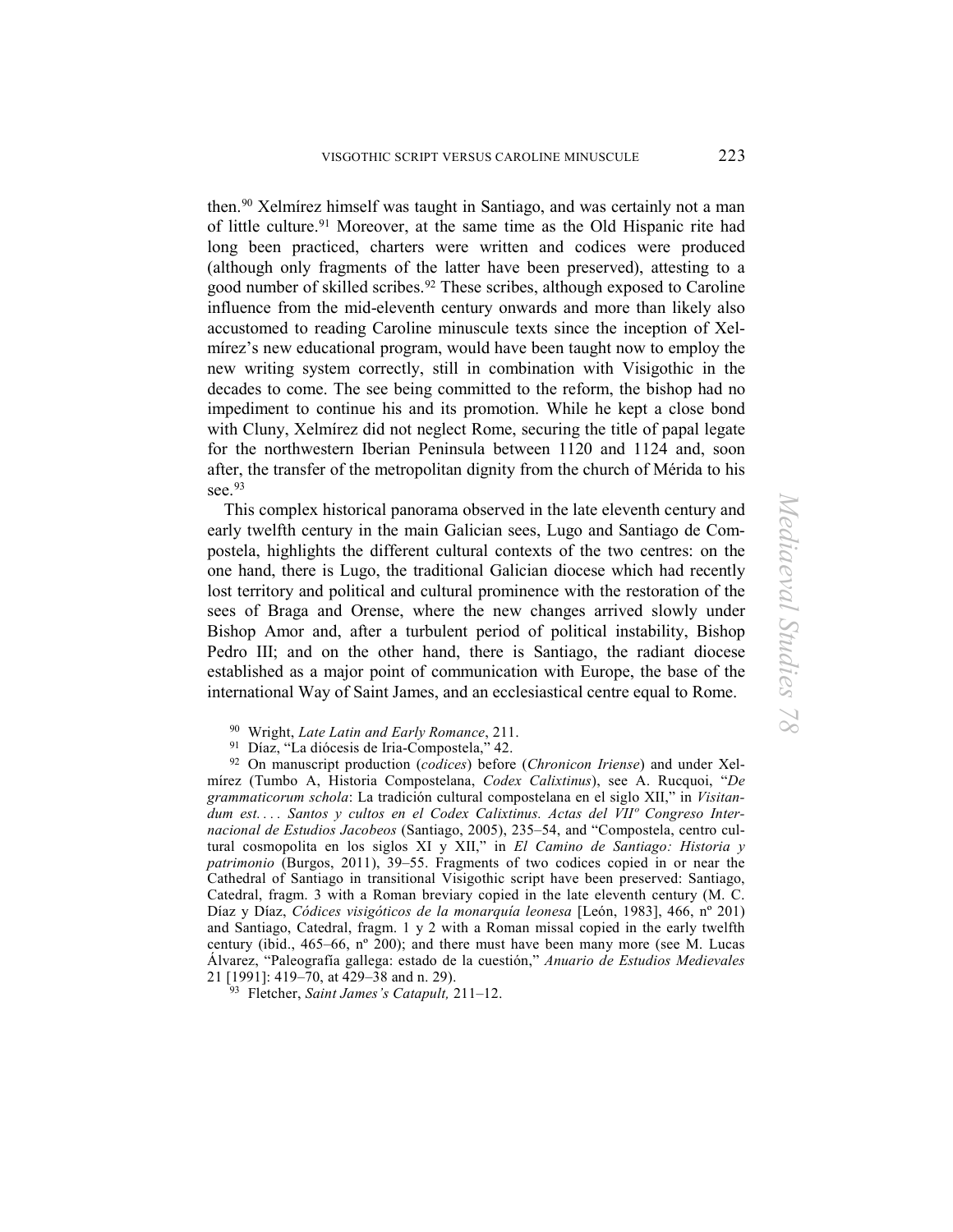then.[90] Xelmírez himself was taught in Santiago, and was certainly not a man of little culture.[91] Moreover, at the same time as the Old Hispanic rite had long been practiced, charters were written and codices were produced (although only fragments of the latter have been preserved), attesting to a good number of skilled scribes.[92] These scribes, although exposed to Caroline influence from the mid-eleventh century onwards and more than likely also accustomed to reading Caroline minuscule texts since the inception of Xelmírez's new educational program, would have been taught now to employ the new writing system correctly, still in combination with Visigothic in the decades to come. The see being committed to the reform, the bishop had no impediment to continue his and its promotion. While he kept a close bond with Cluny, Xelmírez did not neglect Rome, securing the title of papal legate for the northwestern Iberian Peninsula between 1120 and 1124 and, soon after, the transfer of the metropolitan dignity from the church of Mérida to his see.[93]

This complex historical panorama observed in the late eleventh century and early twelfth century in the main Galician sees, Lugo and Santiago de Compostela, highlights the different cultural contexts of the two centres: on the one hand, there is Lugo, the traditional Galician diocese which had recently lost territory and political and cultural prominence with the restoration of the sees of Braga and Orense, where the new changes arrived slowly under Bishop Amor and, after a turbulent period of political instability, Bishop Pedro III; and on the other hand, there is Santiago, the radiant diocese established as a major point of communication with Europe, the base of the international Way of Saint James, and an ecclesiastical centre equal to Rome.

[90] Wright, *Late Latin and Early Romance*, 211.

[91] Díaz, "La diócesis de Iria-Compostela," 42.

[92] On manuscript production (*codices*) before (*Chronicon Iriense*) and under Xelmírez (Tumbo A, Historia Compostelana, *Codex Calixtinus*), see A. Rucquoi, "*De grammaticorum schola*: La tradición cultural compostelana en el siglo XII," in *Visitandum est. . . . Santos y cultos en el Codex Calixtinus. Actas del VII° Congreso Internacional de Estudios Jacobeos* (Santiago, 2005), 235–54, and "Compostela, centro cultural cosmopolita en los siglos XI y XII," in *El Camino de Santiago: Historia y patrimonio* (Burgos, 2011), 39–55. Fragments of two codices copied in or near the Cathedral of Santiago in transitional Visigothic script have been preserved: Santiago, Catedral, fragm. 3 with a Roman breviary copied in the late eleventh century (M. C. Díaz y Díaz, *Códices visigóticos de la monarquía leonesa* [León, 1983], 466, nº 201) and Santiago, Catedral, fragm. 1 y 2 with a Roman missal copied in the early twelfth century (ibid., 465–66, nº 200); and there must have been many more (see M. Lucas Álvarez, "Paleografía gallega: estado de la cuestión," *Anuario de Estudios Medievales* 21 [1991]: 419–70, at 429–38 and n. 29).

[93] Fletcher, *Saint James's Catapult,* 211–12.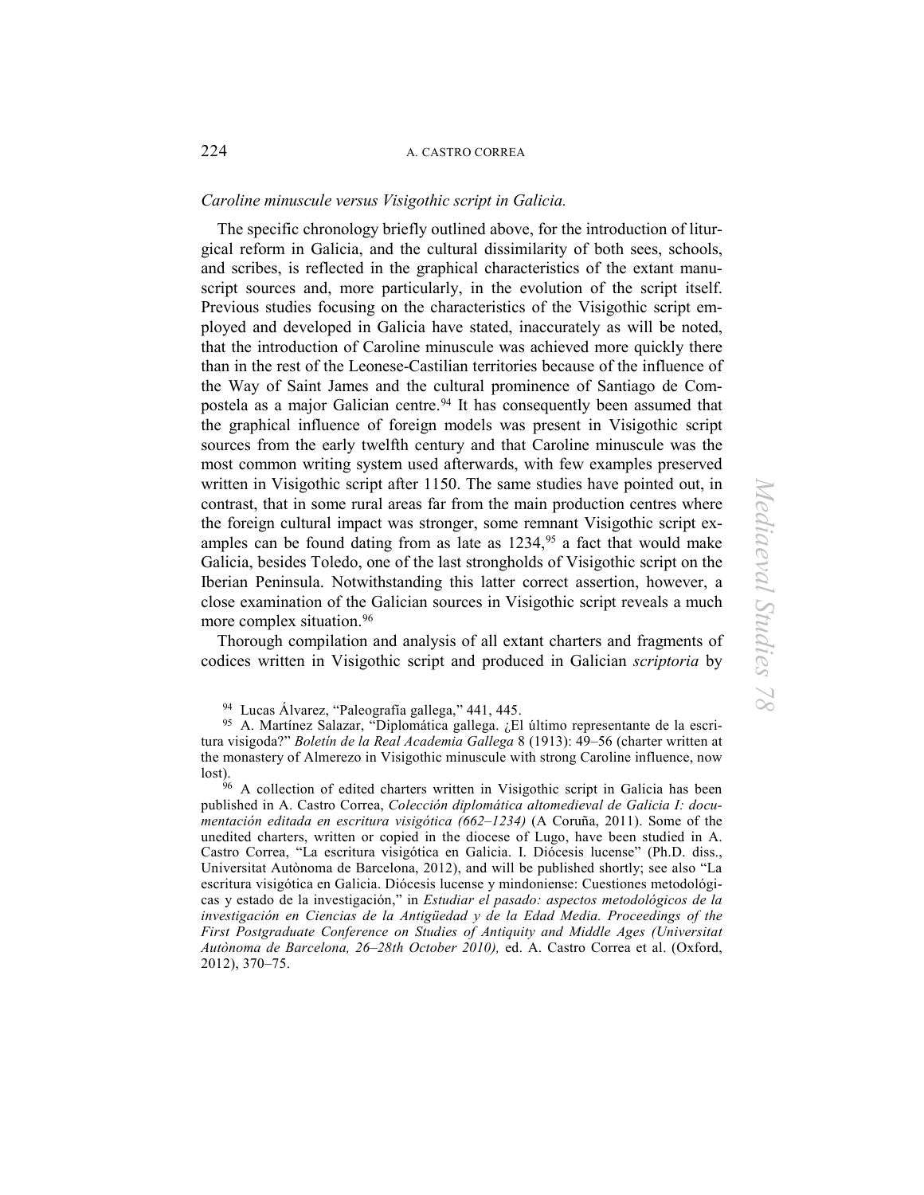*Caroline minuscule versus Visigothic script in Galicia.*

The specific chronology briefly outlined above, for the introduction of liturgical reform in Galicia, and the cultural dissimilarity of both sees, schools, and scribes, is reflected in the graphical characteristics of the extant manuscript sources and, more particularly, in the evolution of the script itself. Previous studies focusing on the characteristics of the Visigothic script employed and developed in Galicia have stated, inaccurately as will be noted, that the introduction of Caroline minuscule was achieved more quickly there than in the rest of the Leonese-Castilian territories because of the influence of the Way of Saint James and the cultural prominence of Santiago de Compostela as a major Galician centre.[94] It has consequently been assumed that the graphical influence of foreign models was present in Visigothic script sources from the early twelfth century and that Caroline minuscule was the most common writing system used afterwards, with few examples preserved written in Visigothic script after 1150. The same studies have pointed out, in contrast, that in some rural areas far from the main production centres where the foreign cultural impact was stronger, some remnant Visigothic script examples can be found dating from as late as 1234,[95] a fact that would make Galicia, besides Toledo, one of the last strongholds of Visigothic script on the Iberian Peninsula. Notwithstanding this latter correct assertion, however, a close examination of the Galician sources in Visigothic script reveals a much more complex situation.[96]

Thorough compilation and analysis of all extant charters and fragments of codices written in Visigothic script and produced in Galician *scriptoria* by

[94] Lucas Álvarez, "Paleografía gallega," 441, 445.

[95] A. Martínez Salazar, "Diplomática gallega. ¿El último representante de la escritura visigoda?" *Boletín de la Real Academia Gallega* 8 (1913): 49–56 (charter written at the monastery of Almerezo in Visigothic minuscule with strong Caroline influence, now lost).

[96] A collection of edited charters written in Visigothic script in Galicia has been published in A. Castro Correa, *Colección diplomática altomedieval de Galicia I: documentación editada en escritura visigótica (662–1234)* (A Coruña, 2011). Some of the unedited charters, written or copied in the diocese of Lugo, have been studied in A. Castro Correa, "La escritura visigótica en Galicia. I. Diócesis lucense" (Ph.D. diss., Universitat Autònoma de Barcelona, 2012), and will be published shortly; see also "La escritura visigótica en Galicia. Diócesis lucense y mindoniense: Cuestiones metodológicas y estado de la investigación," in *Estudiar el pasado: aspectos metodológicos de la investigación en Ciencias de la Antigüedad y de la Edad Media. Proceedings of the First Postgraduate Conference on Studies of Antiquity and Middle Ages (Universitat Autònoma de Barcelona, 26–28th October 2010),* ed. A. Castro Correa et al. (Oxford, 2012), 370–75.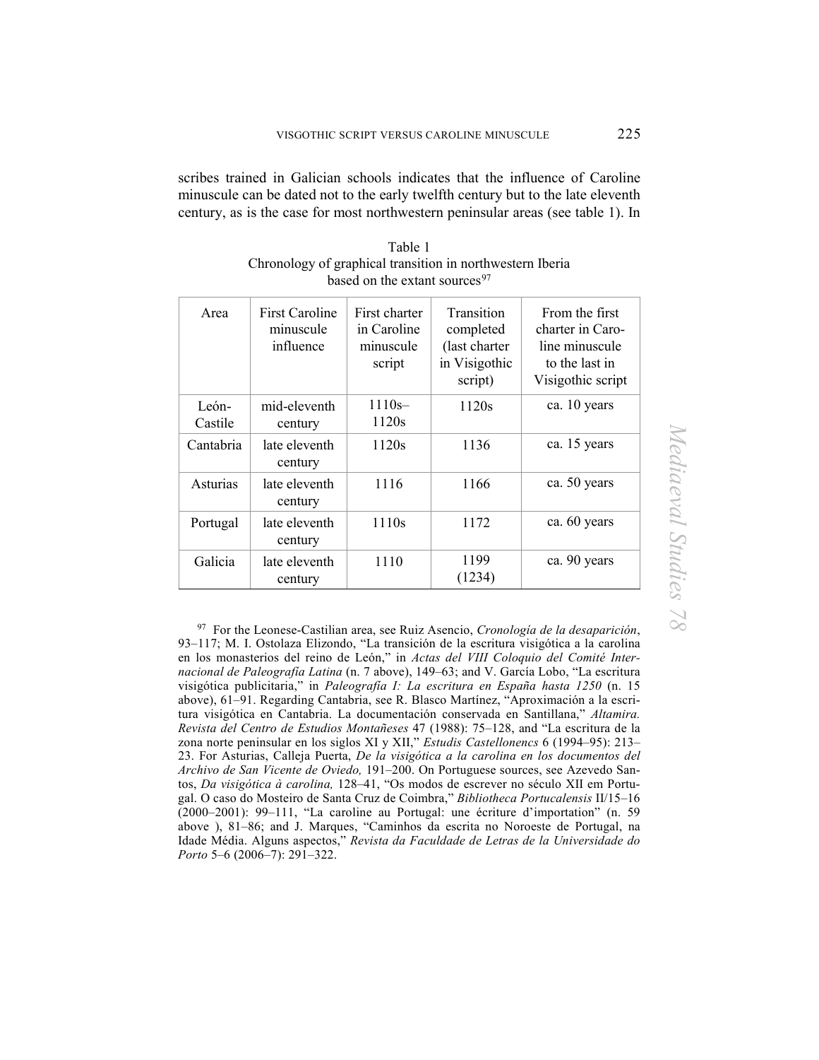scribes trained in Galician schools indicates that the influence of Caroline minuscule can be dated not to the early twelfth century but to the late eleventh century, as is the case for most northwestern peninsular areas (see table 1). In

Table 1
Chronology of graphical transition in northwestern Iberia based on the extant sources[97]

| Area | First Caroline minuscule influence | First charter in Caroline minuscule script | Transition completed (last charter in Visigothic script) | From the first charter in Caroline minuscule to the last in Visigothic script |
|---|---|---|---|---|
| León-Castile | mid-eleventh century | 1110s–1120s | 1120s | ca. 10 years |
| Cantabria | late eleventh century | 1120s | 1136 | ca. 15 years |
| Asturias | late eleventh century | 1116 | 1166 | ca. 50 years |
| Portugal | late eleventh century | 1110s | 1172 | ca. 60 years |
| Galicia | late eleventh century | 1110 | 1199 (1234) | ca. 90 years |

[97] For the Leonese-Castilian area, see Ruiz Asencio, *Cronología de la desaparición*, 93–117; M. I. Ostolaza Elizondo, "La transición de la escritura visigótica a la carolina en los monasterios del reino de León," in *Actas del VIII Coloquio del Comité Internacional de Paleografía Latina* (n. 7 above), 149–63; and V. García Lobo, "La escritura visigótica publicitaria," in *Paleografía I: La escritura en España hasta 1250* (n. 15 above), 61–91. Regarding Cantabria, see R. Blasco Martínez, "Aproximación a la escritura visigótica en Cantabria. La documentación conservada en Santillana," *Altamira. Revista del Centro de Estudios Montañeses* 47 (1988): 75–128, and "La escritura de la zona norte peninsular en los siglos XI y XII," *Estudis Castellonencs* 6 (1994–95): 213–23. For Asturias, Calleja Puerta, *De la visigótica a la carolina en los documentos del Archivo de San Vicente de Oviedo,* 191–200. On Portuguese sources, see Azevedo Santos, *Da visigótica à carolina,* 128–41, "Os modos de escrever no século XII em Portugal. O caso do Mosteiro de Santa Cruz de Coimbra," *Bibliotheca Portucalensis* II/15–16 (2000–2001): 99–111, "La caroline au Portugal: une écriture d'importation" (n. 59 above ), 81–86; and J. Marques, "Caminhos da escrita no Noroeste de Portugal, na Idade Média. Alguns aspectos," *Revista da Faculdade de Letras de la Universidade do Porto* 5–6 (2006–7): 291–322.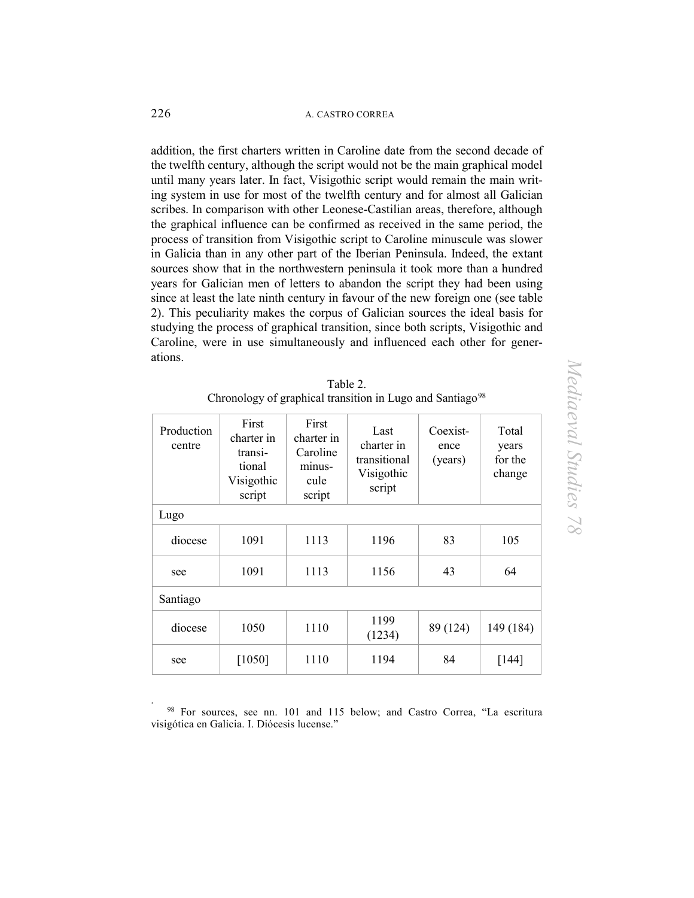addition, the first charters written in Caroline date from the second decade of the twelfth century, although the script would not be the main graphical model until many years later. In fact, Visigothic script would remain the main writing system in use for most of the twelfth century and for almost all Galician scribes. In comparison with other Leonese-Castilian areas, therefore, although the graphical influence can be confirmed as received in the same period, the process of transition from Visigothic script to Caroline minuscule was slower in Galicia than in any other part of the Iberian Peninsula. Indeed, the extant sources show that in the northwestern peninsula it took more than a hundred years for Galician men of letters to abandon the script they had been using since at least the late ninth century in favour of the new foreign one (see table 2). This peculiarity makes the corpus of Galician sources the ideal basis for studying the process of graphical transition, since both scripts, Visigothic and Caroline, were in use simultaneously and influenced each other for generations.

Table 2.
Chronology of graphical transition in Lugo and Santiago[98]

| Production centre | First charter in transitional Visigothic script | First charter in Caroline minuscule script | Last charter in transitional Visigothic script | Coexistence (years) | Total years for the change |
|---|---|---|---|---|---|
| Lugo | | | | | |
| diocese | 1091 | 1113 | 1196 | 83 | 105 |
| see | 1091 | 1113 | 1156 | 43 | 64 |
| Santiago | | | | | |
| diocese | 1050 | 1110 | 1199 (1234) | 89 (124) | 149 (184) |
| see | [1050] | 1110 | 1194 | 84 | [144] |

[98] For sources, see nn. 101 and 115 below; and Castro Correa, "La escritura visigótica en Galicia. I. Diócesis lucense."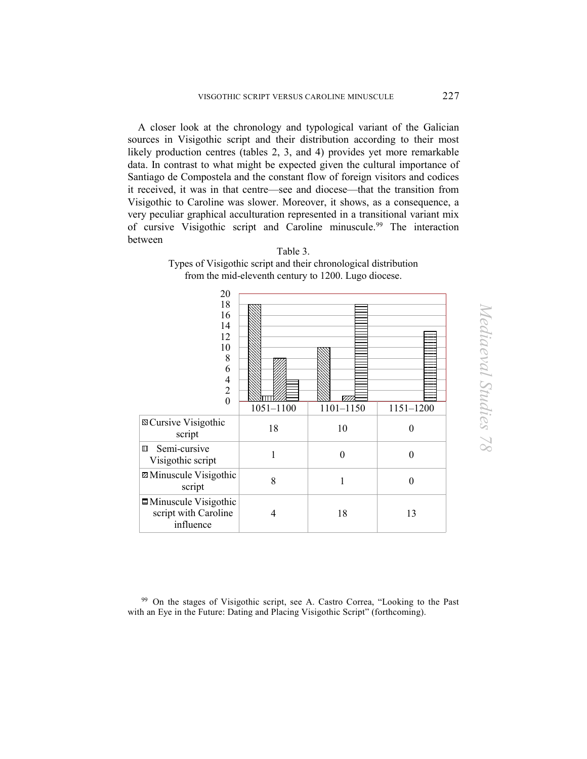A closer look at the chronology and typological variant of the Galician sources in Visigothic script and their distribution according to their most likely production centres (tables 2, 3, and 4) provides yet more remarkable data. In contrast to what might be expected given the cultural importance of Santiago de Compostela and the constant flow of foreign visitors and codices it received, it was in that centre—see and diocese—that the transition from Visigothic to Caroline was slower. Moreover, it shows, as a consequence, a very peculiar graphical acculturation represented in a transitional variant mix of cursive Visigothic script and Caroline minuscule.[99] The interaction between

Table 3.
Types of Visigothic script and their chronological distribution from the mid-eleventh century to 1200. Lugo diocese.

| | 1051–1100 | 1101–1150 | 1151–1200 |
|---|---|---|---|
| Cursive Visigothic script | 18 | 10 | 0 |
| Semi-cursive Visigothic script | 1 | 0 | 0 |
| Minuscule Visigothic script | 8 | 1 | 0 |
| Minuscule Visigothic script with Caroline influence | 4 | 18 | 13 |

[99] On the stages of Visigothic script, see A. Castro Correa, "Looking to the Past with an Eye in the Future: Dating and Placing Visigothic Script" (forthcoming).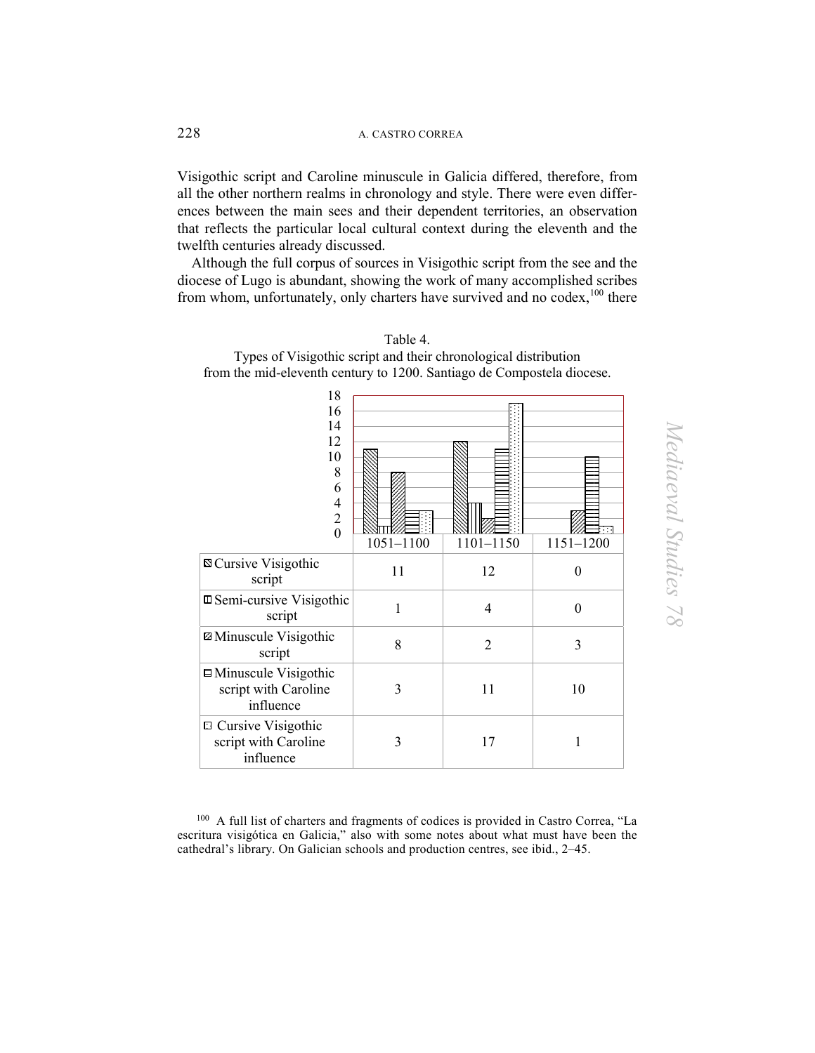Visigothic script and Caroline minuscule in Galicia differed, therefore, from all the other northern realms in chronology and style. There were even differences between the main sees and their dependent territories, an observation that reflects the particular local cultural context during the eleventh and the twelfth centuries already discussed.

Although the full corpus of sources in Visigothic script from the see and the diocese of Lugo is abundant, showing the work of many accomplished scribes from whom, unfortunately, only charters have survived and no codex,[100] there

Table 4.
Types of Visigothic script and their chronological distribution from the mid-eleventh century to 1200. Santiago de Compostela diocese.

| | 1051–1100 | 1101–1150 | 1151–1200 |
|---|---|---|---|
| Cursive Visigothic script | 11 | 12 | 0 |
| Semi-cursive Visigothic script | 1 | 4 | 0 |
| Minuscule Visigothic script | 8 | 2 | 3 |
| Minuscule Visigothic script with Caroline influence | 3 | 11 | 10 |
| Cursive Visigothic script with Caroline influence | 3 | 17 | 1 |

[100] A full list of charters and fragments of codices is provided in Castro Correa, "La escritura visigótica en Galicia," also with some notes about what must have been the cathedral's library. On Galician schools and production centres, see ibid., 2–45.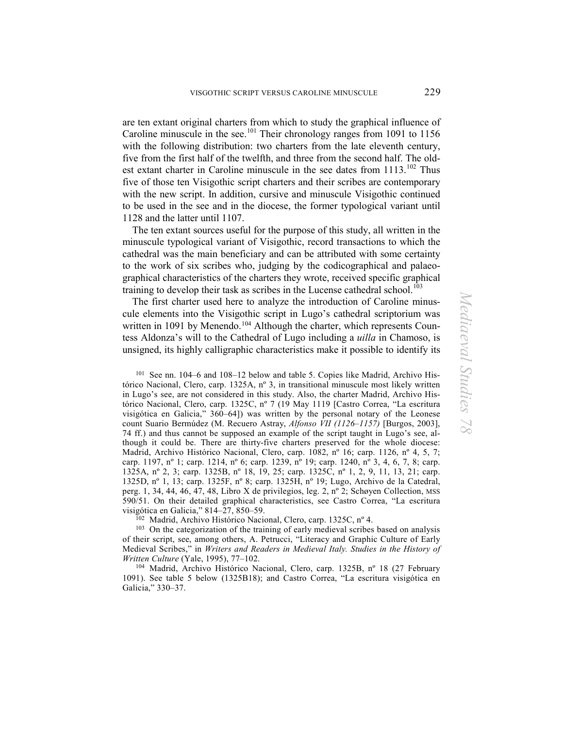are ten extant original charters from which to study the graphical influence of Caroline minuscule in the see.[101] Their chronology ranges from 1091 to 1156 with the following distribution: two charters from the late eleventh century, five from the first half of the twelfth, and three from the second half. The oldest extant charter in Caroline minuscule in the see dates from 1113.[102] Thus five of those ten Visigothic script charters and their scribes are contemporary with the new script. In addition, cursive and minuscule Visigothic continued to be used in the see and in the diocese, the former typological variant until 1128 and the latter until 1107.

The ten extant sources useful for the purpose of this study, all written in the minuscule typological variant of Visigothic, record transactions to which the cathedral was the main beneficiary and can be attributed with some certainty to the work of six scribes who, judging by the codicographical and palaeographical characteristics of the charters they wrote, received specific graphical training to develop their task as scribes in the Lucense cathedral school.[103]

The first charter used here to analyze the introduction of Caroline minuscule elements into the Visigothic script in Lugo's cathedral scriptorium was written in 1091 by Menendo.[104] Although the charter, which represents Countess Aldonza's will to the Cathedral of Lugo including a *uilla* in Chamoso, is unsigned, its highly calligraphic characteristics make it possible to identify its

---

[101] See nn. 104–6 and 108–12 below and table 5. Copies like Madrid, Archivo Histórico Nacional, Clero, carp. 1325A, nº 3, in transitional minuscule most likely written in Lugo's see, are not considered in this study. Also, the charter Madrid, Archivo Histórico Nacional, Clero, carp. 1325C, nº 7 (19 May 1119 [Castro Correa, "La escritura visigótica en Galicia," 360–64]) was written by the personal notary of the Leonese count Suario Bermúdez (M. Recuero Astray, *Alfonso VII (1126–1157)* [Burgos, 2003], 74 ff.) and thus cannot be supposed an example of the script taught in Lugo's see, although it could be. There are thirty-five charters preserved for the whole diocese: Madrid, Archivo Histórico Nacional, Clero, carp. 1082, nº 16; carp. 1126, nº 4, 5, 7; carp. 1197, nº 1; carp. 1214, nº 6; carp. 1239, nº 19; carp. 1240, nº 3, 4, 6, 7, 8; carp. 1325A, nº 2, 3; carp. 1325B, nº 18, 19, 25; carp. 1325C, nº 1, 2, 9, 11, 13, 21; carp. 1325D, nº 1, 13; carp. 1325F, nº 8; carp. 1325H, nº 19; Lugo, Archivo de la Catedral, perg. 1, 34, 44, 46, 47, 48, Libro X de privilegios, leg. 2, nº 2; Schøyen Collection, MSS 590/51. On their detailed graphical characteristics, see Castro Correa, "La escritura visigótica en Galicia," 814–27, 850–59.

[102] Madrid, Archivo Histórico Nacional, Clero, carp. 1325C, nº 4.

[103] On the categorization of the training of early medieval scribes based on analysis of their script, see, among others, A. Petrucci, "Literacy and Graphic Culture of Early Medieval Scribes," in *Writers and Readers in Medieval Italy. Studies in the History of Written Culture* (Yale, 1995), 77–102.

[104] Madrid, Archivo Histórico Nacional, Clero, carp. 1325B, nº 18 (27 February 1091). See table 5 below (1325B18); and Castro Correa, "La escritura visigótica en Galicia," 330–37.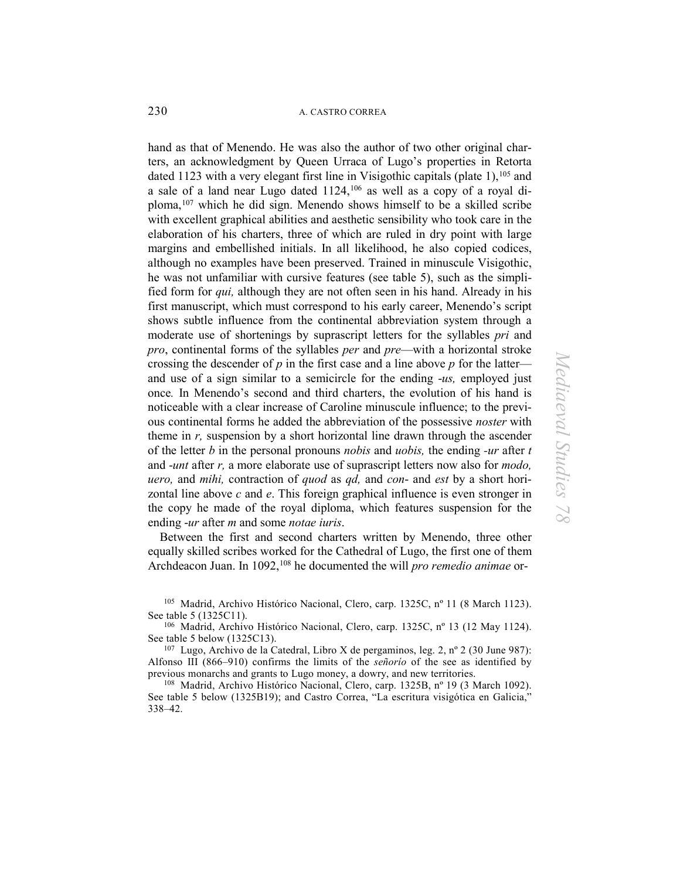hand as that of Menendo. He was also the author of two other original charters, an acknowledgment by Queen Urraca of Lugo's properties in Retorta dated 1123 with a very elegant first line in Visigothic capitals (plate 1),[105] and a sale of a land near Lugo dated 1124,[106] as well as a copy of a royal diploma,[107] which he did sign. Menendo shows himself to be a skilled scribe with excellent graphical abilities and aesthetic sensibility who took care in the elaboration of his charters, three of which are ruled in dry point with large margins and embellished initials. In all likelihood, he also copied codices, although no examples have been preserved. Trained in minuscule Visigothic, he was not unfamiliar with cursive features (see table 5), such as the simplified form for *qui,* although they are not often seen in his hand. Already in his first manuscript, which must correspond to his early career, Menendo's script shows subtle influence from the continental abbreviation system through a moderate use of shortenings by suprascript letters for the syllables *pri* and *pro*, continental forms of the syllables *per* and *pre*—with a horizontal stroke crossing the descender of *p* in the first case and a line above *p* for the latter—and use of a sign similar to a semicircle for the ending *-us,* employed just once*.* In Menendo's second and third charters, the evolution of his hand is noticeable with a clear increase of Caroline minuscule influence; to the previous continental forms he added the abbreviation of the possessive *noster* with theme in *r,* suspension by a short horizontal line drawn through the ascender of the letter *b* in the personal pronouns *nobis* and *uobis,* the ending *-ur* after *t* and *-unt* after *r,* a more elaborate use of suprascript letters now also for *modo, uero,* and *mihi,* contraction of *quod* as *qd,* and *con-* and *est* by a short horizontal line above *c* and *e*. This foreign graphical influence is even stronger in the copy he made of the royal diploma, which features suspension for the ending *-ur* after *m* and some *notae iuris*.

Between the first and second charters written by Menendo, three other equally skilled scribes worked for the Cathedral of Lugo, the first one of them Archdeacon Juan. In 1092,[108] he documented the will *pro remedio animae* or-

---

[105] Madrid, Archivo Histórico Nacional, Clero, carp. 1325C, nº 11 (8 March 1123). See table 5 (1325C11).

[106] Madrid, Archivo Histórico Nacional, Clero, carp. 1325C, nº 13 (12 May 1124). See table 5 below (1325C13).

[107] Lugo, Archivo de la Catedral, Libro X de pergaminos, leg. 2, nº 2 (30 June 987): Alfonso III (866–910) confirms the limits of the *señorío* of the see as identified by previous monarchs and grants to Lugo money, a dowry, and new territories.

[108] Madrid, Archivo Histórico Nacional, Clero, carp. 1325B, nº 19 (3 March 1092). See table 5 below (1325B19); and Castro Correa, "La escritura visigótica en Galicia," 338–42.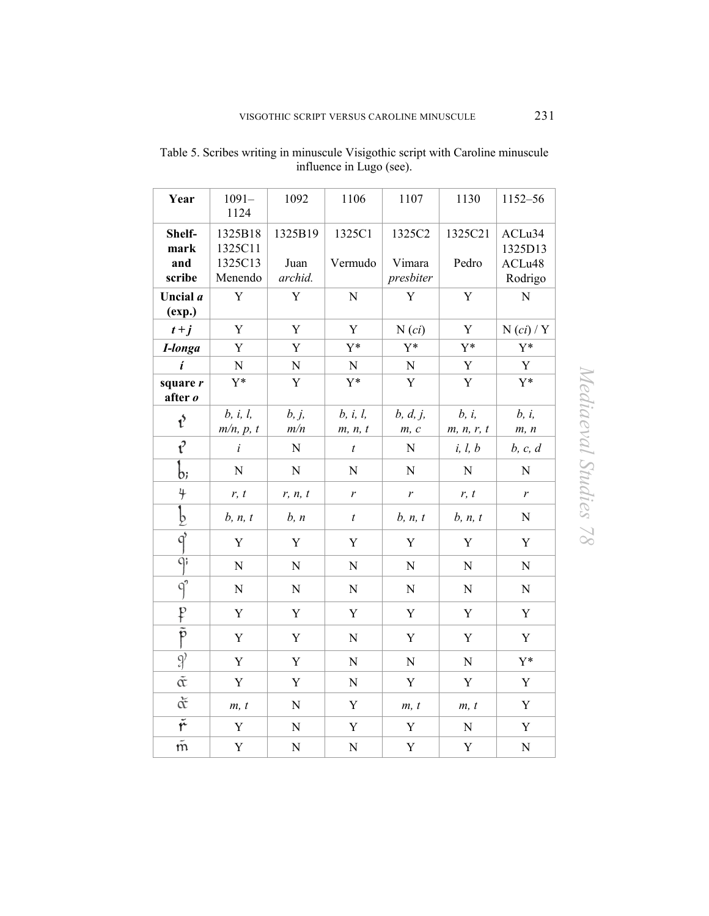Table 5. Scribes writing in minuscule Visigothic script with Caroline minuscule influence in Lugo (see).

| Year | 1091–1124 | 1092 | 1106 | 1107 | 1130 | 1152–56 |
|---|---|---|---|---|---|---|
| **Shelf-mark and scribe** | 1325B18 1325C11 1325C13 Menendo | 1325B19 Juan *archid.* | 1325C1 Vermudo | 1325C2 Vimara *presbiter* | 1325C21 Pedro | ACLu34 1325D13 ACLu48 Rodrigo |
| **Uncial *a* (exp.)** | Y | Y | N | Y | Y | N |
| ***t* + *j*** | Y | Y | Y | N (*ci*) | Y | N (*ci*) / Y |
| ***I-longa*** | Y | Y | Y* | Y* | Y* | Y* |
| ***í*** | N | N | N | N | Y | Y |
| **square *r* after *o*** | Y* | Y | Y* | Y | Y | Y* |
| tꝰ | *b, i, l, m/n, p, t* | *b, j, m/n* | *b, i, l, m, n, t* | *b, d, j, m, c* | *b, i, m, n, r, t* | *b, i, m, n* |
| tˀ | *i* | N | *t* | N | *i, l, b* | *b, c, d* |
| b; | N | N | N | N | N | N |
| 4 | *r, t* | *r, n, t* | *r* | *r* | *r, t* | *r* |
| bꝫ | *b, n, t* | *b, n* | *t* | *b, n, t* | *b, n, t* | N |
| qꝰ | Y | Y | Y | Y | Y | Y |
| q; | N | N | N | N | N | N |
| qˀ | N | N | N | N | N | N |
| ꝑ | Y | Y | Y | Y | Y | Y |
| p̄ | Y | Y | N | Y | Y | Y |
| ꝯ | Y | Y | N | N | N | Y* |
| ᾱt | Y | Y | N | Y | Y | Y |
| ᾰt | *m, t* | N | Y | *m, t* | *m, t* | Y |
| r̆ | Y | N | Y | Y | N | Y |
| m̄ | Y | N | N | Y | Y | N |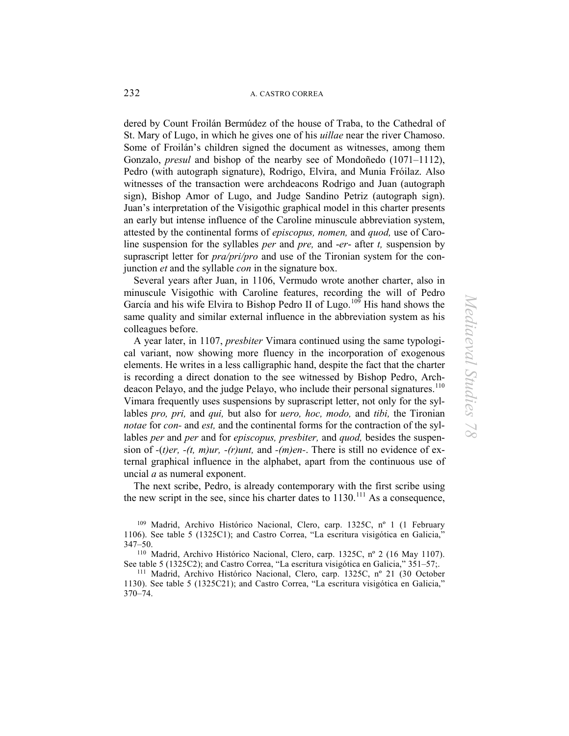dered by Count Froilán Bermúdez of the house of Traba, to the Cathedral of St. Mary of Lugo, in which he gives one of his *uillae* near the river Chamoso. Some of Froilán's children signed the document as witnesses, among them Gonzalo, *presul* and bishop of the nearby see of Mondoñedo (1071–1112), Pedro (with autograph signature), Rodrigo, Elvira, and Munia Fróilaz. Also witnesses of the transaction were archdeacons Rodrigo and Juan (autograph sign), Bishop Amor of Lugo, and Judge Sandino Petriz (autograph sign). Juan's interpretation of the Visigothic graphical model in this charter presents an early but intense influence of the Caroline minuscule abbreviation system, attested by the continental forms of *episcopus, nomen,* and *quod,* use of Caroline suspension for the syllables *per* and *pre,* and *-er-* after *t,* suspension by suprascript letter for *pra/pri/pro* and use of the Tironian system for the conjunction *et* and the syllable *con* in the signature box.

Several years after Juan, in 1106, Vermudo wrote another charter, also in minuscule Visigothic with Caroline features, recording the will of Pedro García and his wife Elvira to Bishop Pedro II of Lugo.[109] His hand shows the same quality and similar external influence in the abbreviation system as his colleagues before.

A year later, in 1107, *presbiter* Vimara continued using the same typological variant, now showing more fluency in the incorporation of exogenous elements. He writes in a less calligraphic hand, despite the fact that the charter is recording a direct donation to the see witnessed by Bishop Pedro, Archdeacon Pelayo, and the judge Pelayo, who include their personal signatures.[110] Vimara frequently uses suspensions by suprascript letter, not only for the syllables *pro, pri,* and *qui,* but also for *uero, hoc, modo,* and *tibi,* the Tironian *notae* for *con-* and *est,* and the continental forms for the contraction of the syllables *per* and *per* and for *episcopus, presbiter,* and *quod,* besides the suspension of *-(t)er, -(t, m)ur, -(r)unt,* and *-(m)en-*. There is still no evidence of external graphical influence in the alphabet, apart from the continuous use of uncial *a* as numeral exponent.

The next scribe, Pedro, is already contemporary with the first scribe using the new script in the see, since his charter dates to 1130.[111] As a consequence,

---

[109] Madrid, Archivo Histórico Nacional, Clero, carp. 1325C, nº 1 (1 February 1106). See table 5 (1325C1); and Castro Correa, "La escritura visigótica en Galicia," 347–50.

[110] Madrid, Archivo Histórico Nacional, Clero, carp. 1325C, nº 2 (16 May 1107). See table 5 (1325C2); and Castro Correa, "La escritura visigótica en Galicia," 351–57;.

[111] Madrid, Archivo Histórico Nacional, Clero, carp. 1325C, nº 21 (30 October 1130). See table 5 (1325C21); and Castro Correa, "La escritura visigótica en Galicia," 370–74.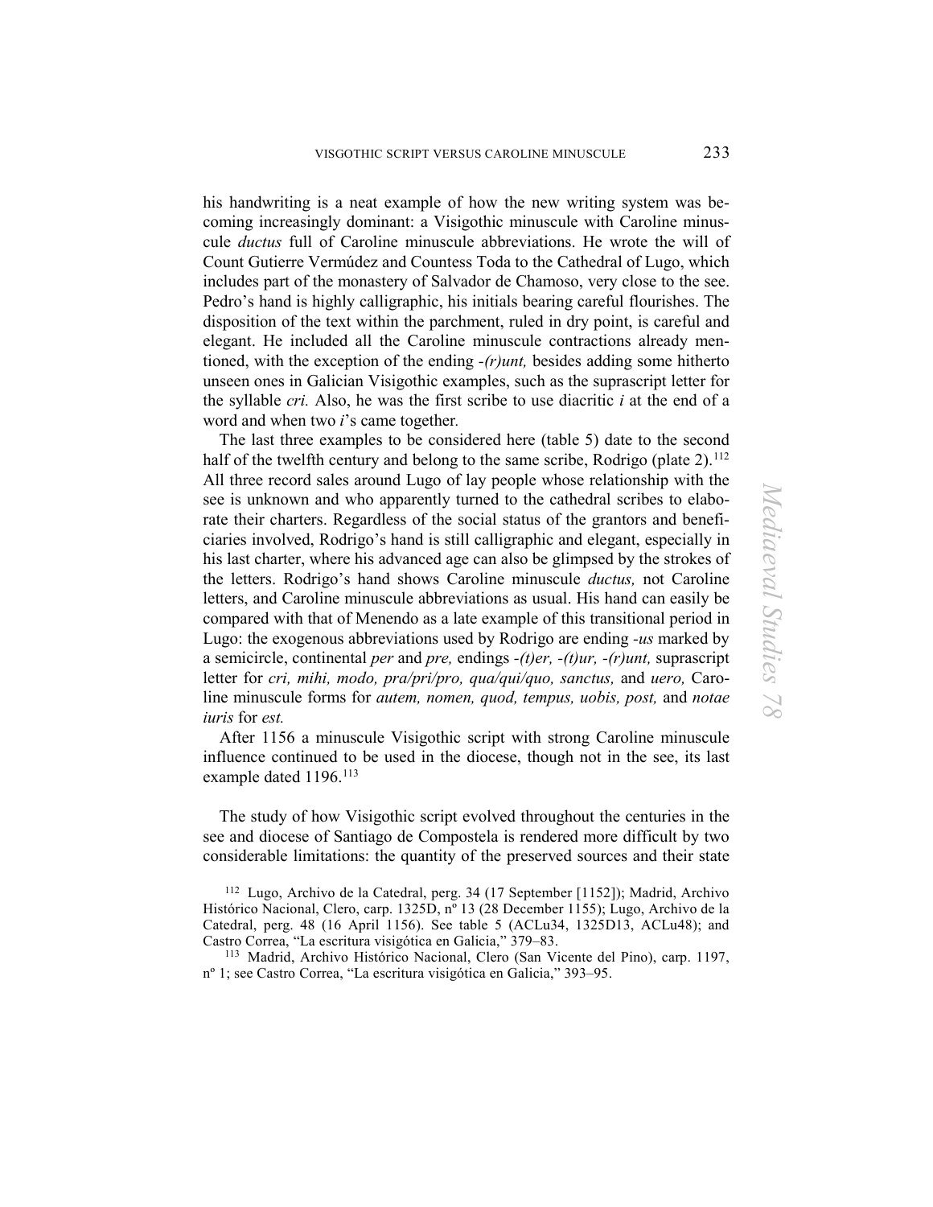his handwriting is a neat example of how the new writing system was becoming increasingly dominant: a Visigothic minuscule with Caroline minuscule *ductus* full of Caroline minuscule abbreviations. He wrote the will of Count Gutierre Vermúdez and Countess Toda to the Cathedral of Lugo, which includes part of the monastery of Salvador de Chamoso, very close to the see. Pedro's hand is highly calligraphic, his initials bearing careful flourishes. The disposition of the text within the parchment, ruled in dry point, is careful and elegant. He included all the Caroline minuscule contractions already mentioned, with the exception of the ending *-(r)unt,* besides adding some hitherto unseen ones in Galician Visigothic examples, such as the suprascript letter for the syllable *cri.* Also, he was the first scribe to use diacritic *i* at the end of a word and when two *i*'s came together.

The last three examples to be considered here (table 5) date to the second half of the twelfth century and belong to the same scribe, Rodrigo (plate 2).[112] All three record sales around Lugo of lay people whose relationship with the see is unknown and who apparently turned to the cathedral scribes to elaborate their charters. Regardless of the social status of the grantors and beneficiaries involved, Rodrigo's hand is still calligraphic and elegant, especially in his last charter, where his advanced age can also be glimpsed by the strokes of the letters. Rodrigo's hand shows Caroline minuscule *ductus,* not Caroline letters, and Caroline minuscule abbreviations as usual. His hand can easily be compared with that of Menendo as a late example of this transitional period in Lugo: the exogenous abbreviations used by Rodrigo are ending *-us* marked by a semicircle, continental *per* and *pre,* endings *-(t)er, -(t)ur, -(r)unt,* suprascript letter for *cri, mihi, modo, pra/pri/pro, qua/qui/quo, sanctus,* and *uero,* Caroline minuscule forms for *autem, nomen, quod, tempus, uobis, post,* and *notae iuris* for *est.*

After 1156 a minuscule Visigothic script with strong Caroline minuscule influence continued to be used in the diocese, though not in the see, its last example dated 1196.[113]

The study of how Visigothic script evolved throughout the centuries in the see and diocese of Santiago de Compostela is rendered more difficult by two considerable limitations: the quantity of the preserved sources and their state

[112] Lugo, Archivo de la Catedral, perg. 34 (17 September [1152]); Madrid, Archivo Histórico Nacional, Clero, carp. 1325D, nº 13 (28 December 1155); Lugo, Archivo de la Catedral, perg. 48 (16 April 1156). See table 5 (ACLu34, 1325D13, ACLu48); and Castro Correa, "La escritura visigótica en Galicia," 379–83.

[113] Madrid, Archivo Histórico Nacional, Clero (San Vicente del Pino), carp. 1197, nº 1; see Castro Correa, "La escritura visigótica en Galicia," 393–95.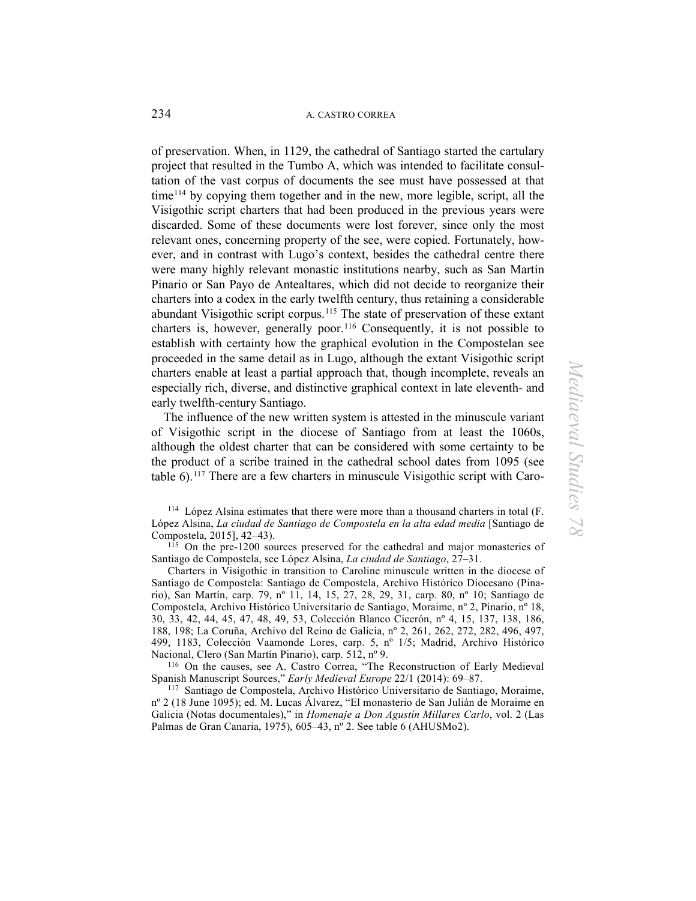of preservation. When, in 1129, the cathedral of Santiago started the cartulary project that resulted in the Tumbo A, which was intended to facilitate consultation of the vast corpus of documents the see must have possessed at that time[114] by copying them together and in the new, more legible, script, all the Visigothic script charters that had been produced in the previous years were discarded. Some of these documents were lost forever, since only the most relevant ones, concerning property of the see, were copied. Fortunately, however, and in contrast with Lugo's context, besides the cathedral centre there were many highly relevant monastic institutions nearby, such as San Martín Pinario or San Payo de Antealtares, which did not decide to reorganize their charters into a codex in the early twelfth century, thus retaining a considerable abundant Visigothic script corpus.[115] The state of preservation of these extant charters is, however, generally poor.[116] Consequently, it is not possible to establish with certainty how the graphical evolution in the Compostelan see proceeded in the same detail as in Lugo, although the extant Visigothic script charters enable at least a partial approach that, though incomplete, reveals an especially rich, diverse, and distinctive graphical context in late eleventh- and early twelfth-century Santiago.

The influence of the new written system is attested in the minuscule variant of Visigothic script in the diocese of Santiago from at least the 1060s, although the oldest charter that can be considered with some certainty to be the product of a scribe trained in the cathedral school dates from 1095 (see table 6).[117] There are a few charters in minuscule Visigothic script with Caro-

[114] López Alsina estimates that there were more than a thousand charters in total (F. López Alsina, *La ciudad de Santiago de Compostela en la alta edad media* [Santiago de Compostela, 2015], 42–43).

[115] On the pre-1200 sources preserved for the cathedral and major monasteries of Santiago de Compostela, see López Alsina, *La ciudad de Santiago*, 27–31.

Charters in Visigothic in transition to Caroline minuscule written in the diocese of Santiago de Compostela: Santiago de Compostela, Archivo Histórico Diocesano (Pinario), San Martín, carp. 79, nº 11, 14, 15, 27, 28, 29, 31, carp. 80, nº 10; Santiago de Compostela, Archivo Histórico Universitario de Santiago, Moraime, nº 2, Pinario, nº 18, 30, 33, 42, 44, 45, 47, 48, 49, 53, Colección Blanco Cicerón, nº 4, 15, 137, 138, 186, 188, 198; La Coruña, Archivo del Reino de Galicia, nº 2, 261, 262, 272, 282, 496, 497, 499, 1183, Colección Vaamonde Lores, carp. 5, nº 1/5; Madrid, Archivo Histórico Nacional, Clero (San Martín Pinario), carp. 512, nº 9.

[116] On the causes, see A. Castro Correa, "The Reconstruction of Early Medieval Spanish Manuscript Sources," *Early Medieval Europe* 22/1 (2014): 69–87.

[117] Santiago de Compostela, Archivo Histórico Universitario de Santiago, Moraime, nº 2 (18 June 1095); ed. M. Lucas Álvarez, "El monasterio de San Julián de Moraime en Galicia (Notas documentales)," in *Homenaje a Don Agustín Millares Carlo*, vol. 2 (Las Palmas de Gran Canaria, 1975), 605–43, nº 2. See table 6 (AHUSMo2).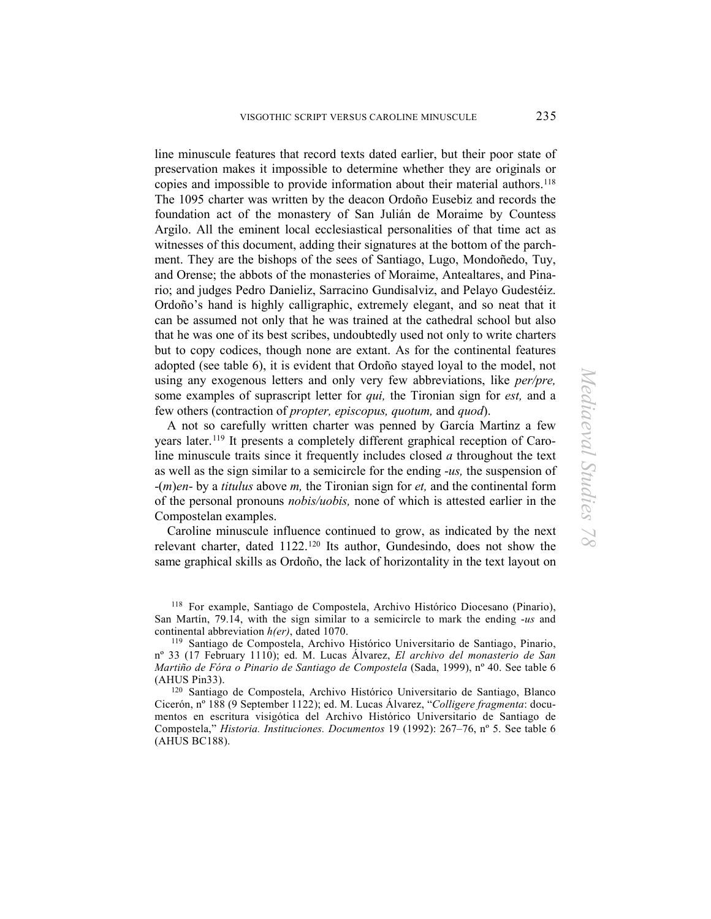line minuscule features that record texts dated earlier, but their poor state of preservation makes it impossible to determine whether they are originals or copies and impossible to provide information about their material authors.[118] The 1095 charter was written by the deacon Ordoño Eusebiz and records the foundation act of the monastery of San Julián de Moraime by Countess Argilo. All the eminent local ecclesiastical personalities of that time act as witnesses of this document, adding their signatures at the bottom of the parchment. They are the bishops of the sees of Santiago, Lugo, Mondoñedo, Tuy, and Orense; the abbots of the monasteries of Moraime, Antealtares, and Pinario; and judges Pedro Danieliz, Sarracino Gundisalviz, and Pelayo Gudestéiz. Ordoño's hand is highly calligraphic, extremely elegant, and so neat that it can be assumed not only that he was trained at the cathedral school but also that he was one of its best scribes, undoubtedly used not only to write charters but to copy codices, though none are extant. As for the continental features adopted (see table 6), it is evident that Ordoño stayed loyal to the model, not using any exogenous letters and only very few abbreviations, like *per/pre,* some examples of suprascript letter for *qui,* the Tironian sign for *est,* and a few others (contraction of *propter, episcopus, quotum,* and *quod*).

A not so carefully written charter was penned by García Martinz a few years later.[119] It presents a completely different graphical reception of Caroline minuscule traits since it frequently includes closed *a* throughout the text as well as the sign similar to a semicircle for the ending *-us,* the suspension of -(*m*)*en*- by a *titulus* above *m,* the Tironian sign for *et,* and the continental form of the personal pronouns *nobis/uobis,* none of which is attested earlier in the Compostelan examples.

Caroline minuscule influence continued to grow, as indicated by the next relevant charter, dated 1122.[120] Its author, Gundesindo, does not show the same graphical skills as Ordoño, the lack of horizontality in the text layout on

---

[118] For example, Santiago de Compostela, Archivo Histórico Diocesano (Pinario), San Martín, 79.14, with the sign similar to a semicircle to mark the ending *-us* and continental abbreviation *h(er)*, dated 1070.

[119] Santiago de Compostela, Archivo Histórico Universitario de Santiago, Pinario, nº 33 (17 February 1110); ed. M. Lucas Álvarez, *El archivo del monasterio de San Martiño de Fóra o Pinario de Santiago de Compostela* (Sada, 1999), nº 40. See table 6 (AHUS Pin33).

[120] Santiago de Compostela, Archivo Histórico Universitario de Santiago, Blanco Cicerón, nº 188 (9 September 1122); ed. M. Lucas Álvarez, "*Colligere fragmenta*: documentos en escritura visigótica del Archivo Histórico Universitario de Santiago de Compostela," *Historia. Instituciones. Documentos* 19 (1992): 267–76, nº 5. See table 6 (AHUS BC188).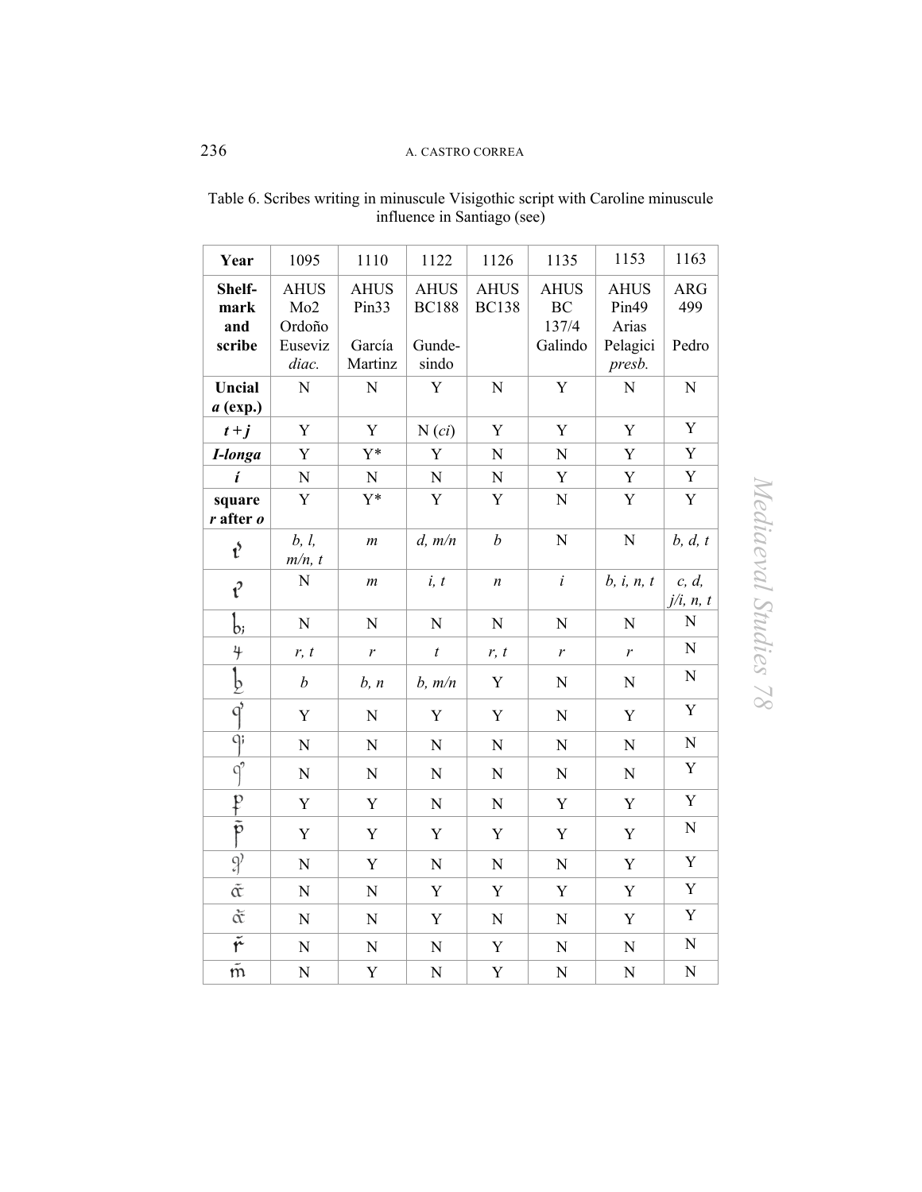Table 6. Scribes writing in minuscule Visigothic script with Caroline minuscule influence in Santiago (see)

| **Year** | 1095 | 1110 | 1122 | 1126 | 1135 | 1153 | 1163 |
|---|---|---|---|---|---|---|---|
| **Shelf-mark and scribe** | AHUS Mo2 Ordoño Euseviz *diac.* | AHUS Pin33 García Martinz | AHUS BC188 Gunde-sindo | AHUS BC138 | AHUS BC 137/4 Galindo | AHUS Pin49 Arias Pelagici *presb.* | ARG 499 Pedro |
| **Uncial *a* (exp.)** | N | N | Y | N | Y | N | N |
| ***t + j*** | Y | Y | N (*ci*) | Y | Y | Y | Y |
| ***I-longa*** | Y | Y* | Y | N | N | Y | Y |
| ***í*** | N | N | N | N | Y | Y | Y |
| **square *r* after *o*** | Y | Y* | Y | Y | N | Y | Y |
| tʾ | *b, l, m/n, t* | *m* | *d, m/n* | *b* | N | N | *b, d, t* |
| tˀ | N | *m* | *i, t* | *n* | *i* | *b, i, n, t* | *c, d, j/i, n, t* |
| b; | N | N | N | N | N | N | N |
| ꝝ | *r, t* | *r* | *t* | *r, t* | *r* | *r* | N |
| bꝛ | *b* | *b, n* | *b, m/n* | Y | N | N | N |
| qʼ | Y | N | Y | Y | N | Y | Y |
| q; | N | N | N | N | N | N | N |
| qˀ | N | N | N | N | N | N | Y |
| ꝑ | Y | Y | N | N | Y | Y | Y |
| p̃ | Y | Y | Y | Y | Y | Y | N |
| ꝙ | N | Y | N | N | N | Y | Y |
| αc̃ | N | N | Y | Y | Y | Y | Y |
| αc̆ | N | N | Y | N | N | Y | Y |
| r̃ | N | N | N | Y | N | N | N |
| m̃ | N | Y | N | Y | N | N | N |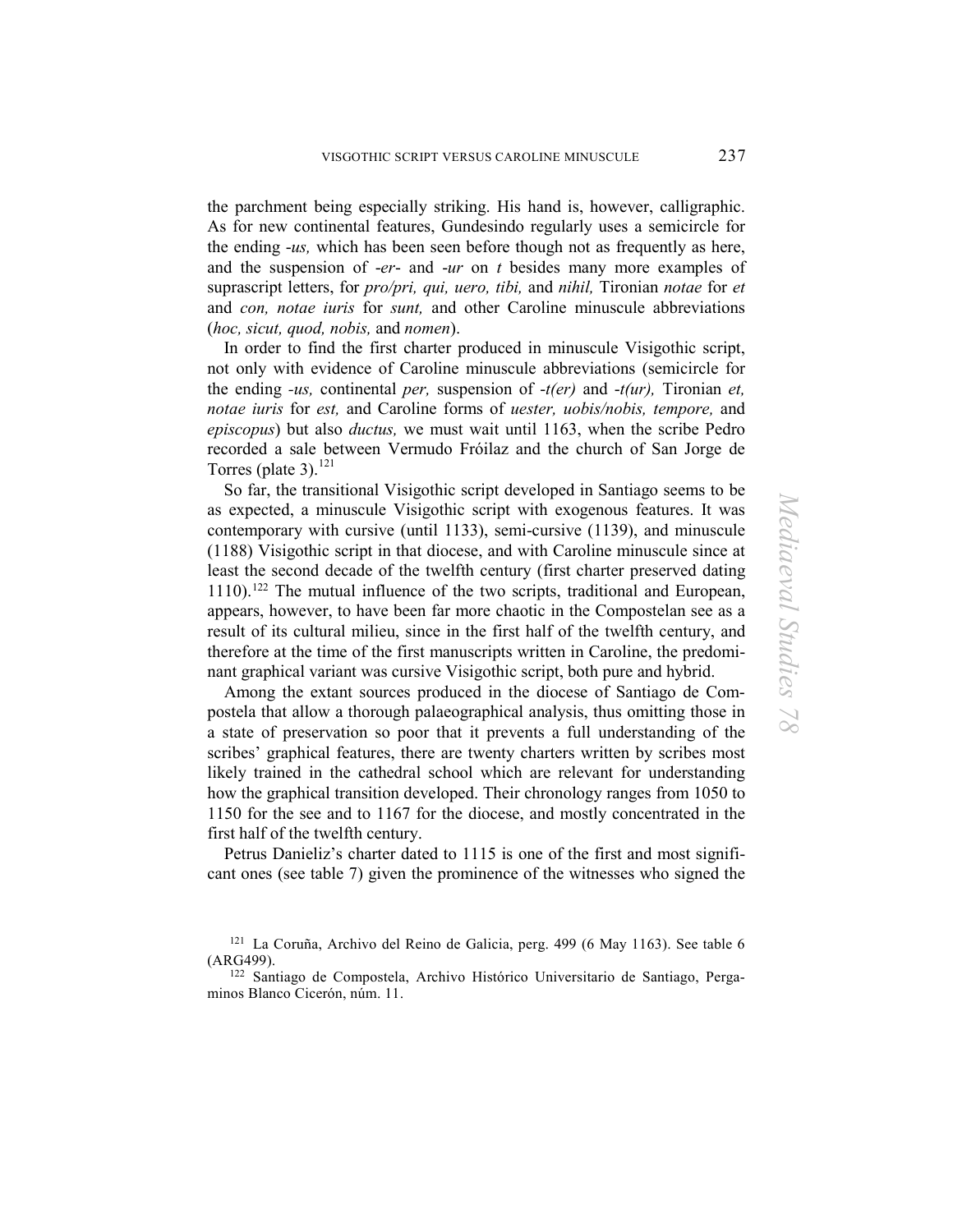the parchment being especially striking. His hand is, however, calligraphic. As for new continental features, Gundesindo regularly uses a semicircle for the ending *-us,* which has been seen before though not as frequently as here, and the suspension of *-er-* and *-ur* on *t* besides many more examples of suprascript letters, for *pro/pri, qui, uero, tibi,* and *nihil,* Tironian *notae* for *et* and *con, notae iuris* for *sunt,* and other Caroline minuscule abbreviations (*hoc, sicut, quod, nobis,* and *nomen*).

In order to find the first charter produced in minuscule Visigothic script, not only with evidence of Caroline minuscule abbreviations (semicircle for the ending *-us,* continental *per,* suspension of *-t(er)* and *-t(ur),* Tironian *et, notae iuris* for *est,* and Caroline forms of *uester, uobis/nobis, tempore,* and *episcopus*) but also *ductus,* we must wait until 1163, when the scribe Pedro recorded a sale between Vermudo Fróilaz and the church of San Jorge de Torres (plate 3).[121]

So far, the transitional Visigothic script developed in Santiago seems to be as expected, a minuscule Visigothic script with exogenous features. It was contemporary with cursive (until 1133), semi-cursive (1139), and minuscule (1188) Visigothic script in that diocese, and with Caroline minuscule since at least the second decade of the twelfth century (first charter preserved dating 1110).[122] The mutual influence of the two scripts, traditional and European, appears, however, to have been far more chaotic in the Compostelan see as a result of its cultural milieu, since in the first half of the twelfth century, and therefore at the time of the first manuscripts written in Caroline, the predominant graphical variant was cursive Visigothic script, both pure and hybrid.

Among the extant sources produced in the diocese of Santiago de Compostela that allow a thorough palaeographical analysis, thus omitting those in a state of preservation so poor that it prevents a full understanding of the scribes' graphical features, there are twenty charters written by scribes most likely trained in the cathedral school which are relevant for understanding how the graphical transition developed. Their chronology ranges from 1050 to 1150 for the see and to 1167 for the diocese, and mostly concentrated in the first half of the twelfth century.

Petrus Danieliz's charter dated to 1115 is one of the first and most significant ones (see table 7) given the prominence of the witnesses who signed the

[121] La Coruña, Archivo del Reino de Galicia, perg. 499 (6 May 1163). See table 6 (ARG499).

[122] Santiago de Compostela, Archivo Histórico Universitario de Santiago, Pergaminos Blanco Cicerón, núm. 11.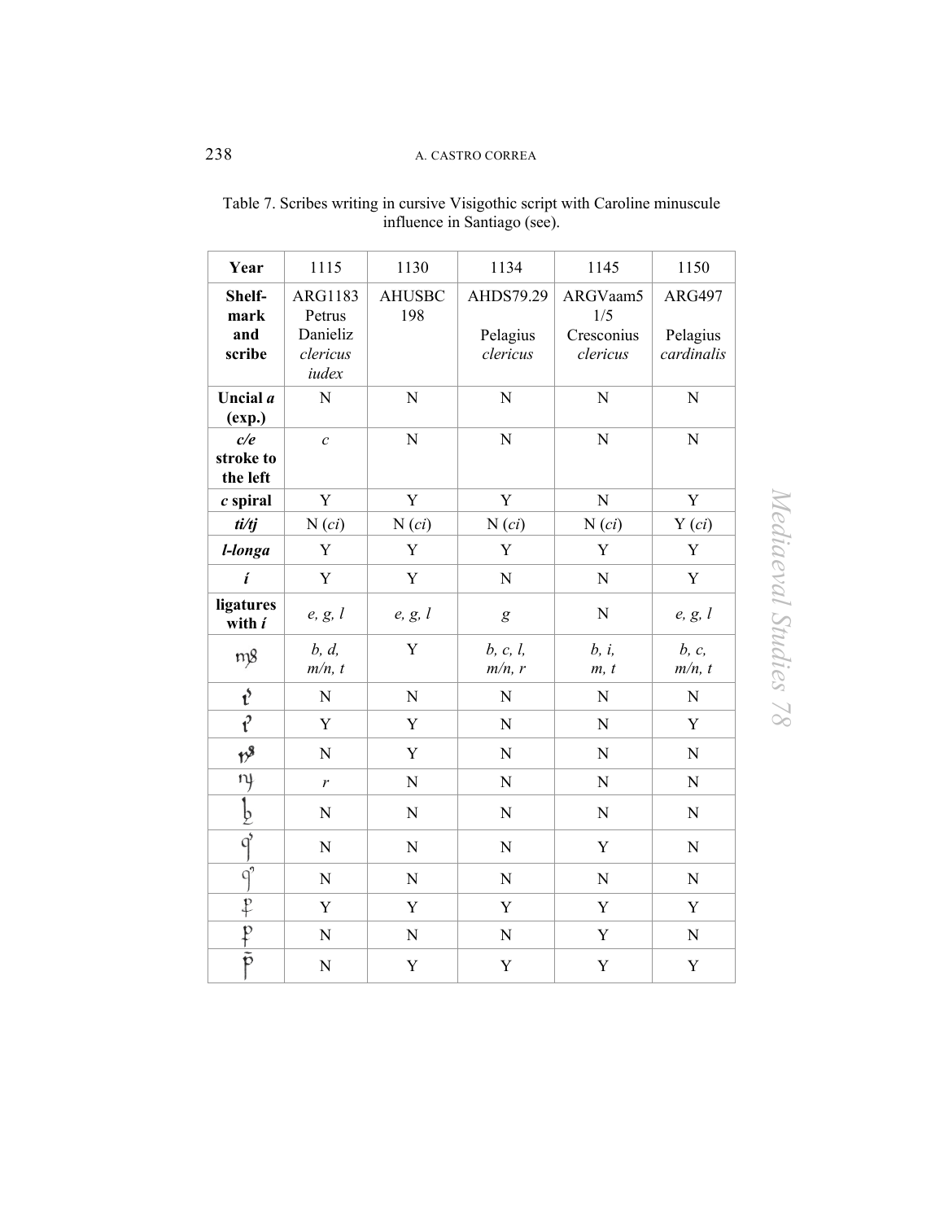Table 7. Scribes writing in cursive Visigothic script with Caroline minuscule influence in Santiago (see).

| Year | 1115 | 1130 | 1134 | 1145 | 1150 |
|---|---|---|---|---|---|
| **Shelf-mark and scribe** | ARG1183 Petrus Danieliz *clericus iudex* | AHUSBC 198 | AHDS79.29 Pelagius *clericus* | ARGVaam5 1/5 Cresconius *clericus* | ARG497 Pelagius *cardinalis* |
| **Uncial *a* (exp.)** | N | N | N | N | N |
| ***c/e* stroke to the left** | *c* | N | N | N | N |
| ***c* spiral** | Y | Y | Y | N | Y |
| ***ti/tj*** | N (*ci*) | N (*ci*) | N (*ci*) | N (*ci*) | Y (*ci*) |
| ***l-longa*** | Y | Y | Y | Y | Y |
| ***í*** | Y | Y | N | N | Y |
| **ligatures with *í*** | *e, g, l* | *e, g, l* | *g* | N | *e, g, l* |
| | *b, d, m/n, t* | Y | *b, c, l, m/n, r* | *b, i, m, t* | *b, c, m/n, t* |
| | N | N | N | N | N |
| | Y | Y | N | N | Y |
| | N | Y | N | N | N |
| | *r* | N | N | N | N |
| | N | N | N | N | N |
| | N | N | N | Y | N |
| | N | N | N | N | N |
| | Y | Y | Y | Y | Y |
| | N | N | N | Y | N |
| | N | Y | Y | Y | Y |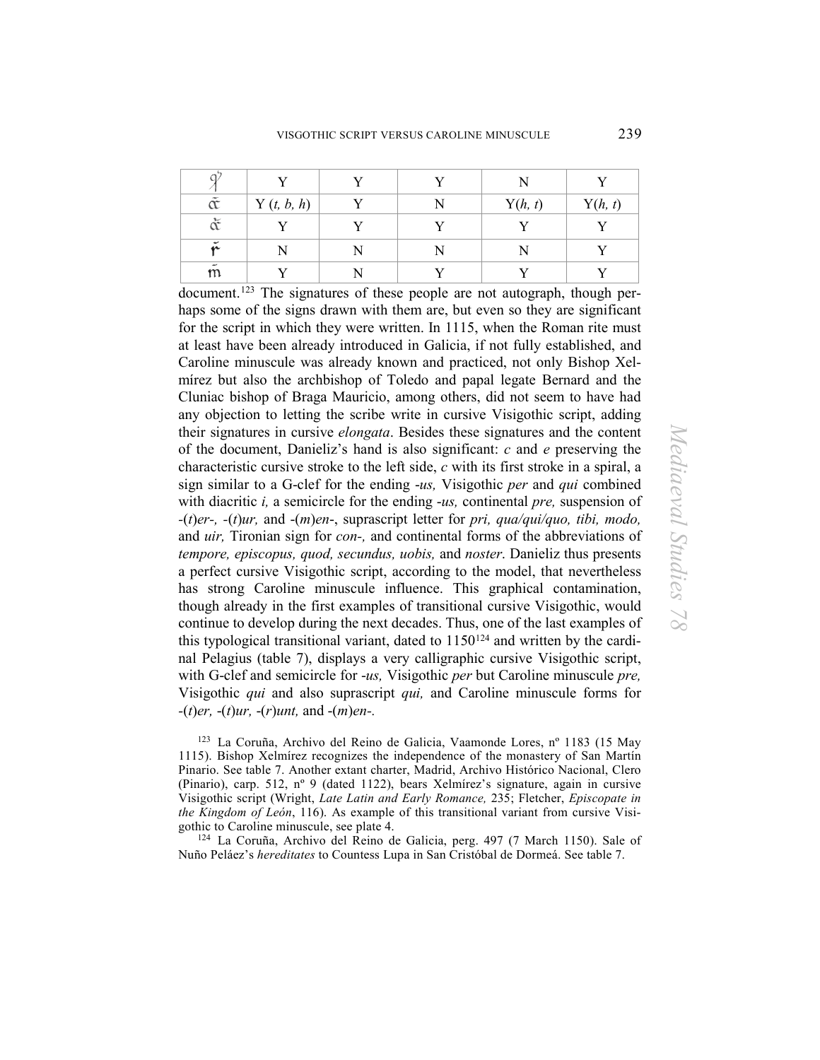| ꝗ | Y | Y | Y | N | Y |
|---|---|---|---|---|---|
| ᾱ | Y (*t*, *b*, *h*) | Y | N | Y(*h*, *t*) | Y(*h*, *t*) |
| ά | Y | Y | Y | Y | Y |
| r̃ | N | N | N | N | Y |
| m̃ | Y | N | Y | Y | Y |

document.[123] The signatures of these people are not autograph, though perhaps some of the signs drawn with them are, but even so they are significant for the script in which they were written. In 1115, when the Roman rite must at least have been already introduced in Galicia, if not fully established, and Caroline minuscule was already known and practiced, not only Bishop Xelmírez but also the archbishop of Toledo and papal legate Bernard and the Cluniac bishop of Braga Mauricio, among others, did not seem to have had any objection to letting the scribe write in cursive Visigothic script, adding their signatures in cursive *elongata*. Besides these signatures and the content of the document, Danieliz's hand is also significant: *c* and *e* preserving the characteristic cursive stroke to the left side, *c* with its first stroke in a spiral, a sign similar to a G-clef for the ending *-us,* Visigothic *per* and *qui* combined with diacritic *i,* a semicircle for the ending *-us,* continental *pre,* suspension of *-*(*t*)*er-,* -(*t*)*ur,* and -(*m*)*en-*, suprascript letter for *pri, qua/qui/quo, tibi, modo,* and *uir,* Tironian sign for *con-,* and continental forms of the abbreviations of *tempore, episcopus, quod, secundus, uobis,* and *noster*. Danieliz thus presents a perfect cursive Visigothic script, according to the model, that nevertheless has strong Caroline minuscule influence. This graphical contamination, though already in the first examples of transitional cursive Visigothic, would continue to develop during the next decades. Thus, one of the last examples of this typological transitional variant, dated to 1150[124] and written by the cardinal Pelagius (table 7), displays a very calligraphic cursive Visigothic script, with G-clef and semicircle for *-us,* Visigothic *per* but Caroline minuscule *pre,* Visigothic *qui* and also suprascript *qui,* and Caroline minuscule forms for -(*t*)*er,* -(*t*)*ur,* -(*r*)*unt,* and -(*m*)*en-*.

[123] La Coruña, Archivo del Reino de Galicia, Vaamonde Lores, nº 1183 (15 May 1115). Bishop Xelmírez recognizes the independence of the monastery of San Martín Pinario. See table 7. Another extant charter, Madrid, Archivo Histórico Nacional, Clero (Pinario), carp. 512, nº 9 (dated 1122), bears Xelmírez's signature, again in cursive Visigothic script (Wright, *Late Latin and Early Romance,* 235; Fletcher, *Episcopate in the Kingdom of León*, 116). As example of this transitional variant from cursive Visigothic to Caroline minuscule, see plate 4.

[124] La Coruña, Archivo del Reino de Galicia, perg. 497 (7 March 1150). Sale of Nuño Peláez's *hereditates* to Countess Lupa in San Cristóbal de Dormeá. See table 7.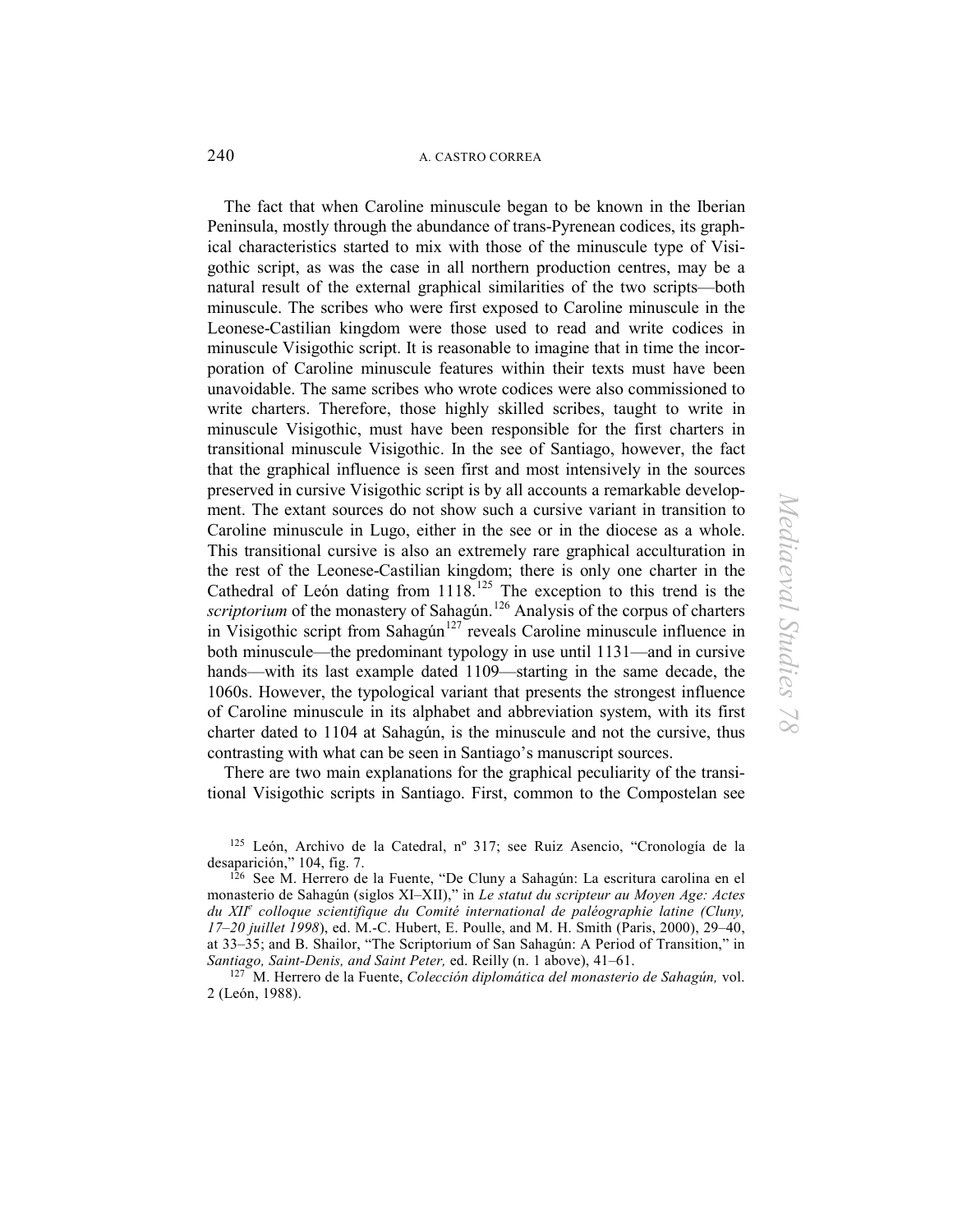The fact that when Caroline minuscule began to be known in the Iberian Peninsula, mostly through the abundance of trans-Pyrenean codices, its graphical characteristics started to mix with those of the minuscule type of Visigothic script, as was the case in all northern production centres, may be a natural result of the external graphical similarities of the two scripts—both minuscule. The scribes who were first exposed to Caroline minuscule in the Leonese-Castilian kingdom were those used to read and write codices in minuscule Visigothic script. It is reasonable to imagine that in time the incorporation of Caroline minuscule features within their texts must have been unavoidable. The same scribes who wrote codices were also commissioned to write charters. Therefore, those highly skilled scribes, taught to write in minuscule Visigothic, must have been responsible for the first charters in transitional minuscule Visigothic. In the see of Santiago, however, the fact that the graphical influence is seen first and most intensively in the sources preserved in cursive Visigothic script is by all accounts a remarkable development. The extant sources do not show such a cursive variant in transition to Caroline minuscule in Lugo, either in the see or in the diocese as a whole. This transitional cursive is also an extremely rare graphical acculturation in the rest of the Leonese-Castilian kingdom; there is only one charter in the Cathedral of León dating from 1118.[125] The exception to this trend is the *scriptorium* of the monastery of Sahagún.[126] Analysis of the corpus of charters in Visigothic script from Sahagún[127] reveals Caroline minuscule influence in both minuscule—the predominant typology in use until 1131—and in cursive hands—with its last example dated 1109—starting in the same decade, the 1060s. However, the typological variant that presents the strongest influence of Caroline minuscule in its alphabet and abbreviation system, with its first charter dated to 1104 at Sahagún, is the minuscule and not the cursive, thus contrasting with what can be seen in Santiago's manuscript sources.

There are two main explanations for the graphical peculiarity of the transitional Visigothic scripts in Santiago. First, common to the Compostelan see

[125] León, Archivo de la Catedral, nº 317; see Ruiz Asencio, "Cronología de la desaparición," 104, fig. 7.

[126] See M. Herrero de la Fuente, "De Cluny a Sahagún: La escritura carolina en el monasterio de Sahagún (siglos XI–XII)," in *Le statut du scripteur au Moyen Age: Actes du XII*e *colloque scientifique du Comité international de paléographie latine (Cluny, 17–20 juillet 1998*), ed. M.-C. Hubert, E. Poulle, and M. H. Smith (Paris, 2000), 29–40, at 33–35; and B. Shailor, "The Scriptorium of San Sahagún: A Period of Transition," in *Santiago, Saint-Denis, and Saint Peter,* ed. Reilly (n. 1 above), 41–61.

[127] M. Herrero de la Fuente, *Colección diplomática del monasterio de Sahagún,* vol. 2 (León, 1988).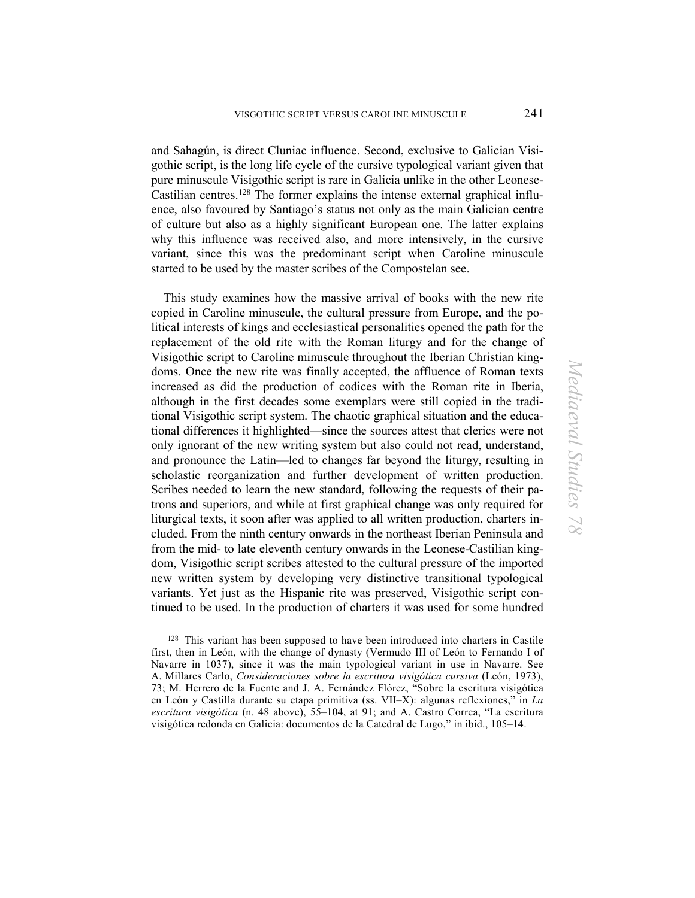and Sahagún, is direct Cluniac influence. Second, exclusive to Galician Visigothic script, is the long life cycle of the cursive typological variant given that pure minuscule Visigothic script is rare in Galicia unlike in the other Leonese-Castilian centres.[128] The former explains the intense external graphical influence, also favoured by Santiago's status not only as the main Galician centre of culture but also as a highly significant European one. The latter explains why this influence was received also, and more intensively, in the cursive variant, since this was the predominant script when Caroline minuscule started to be used by the master scribes of the Compostelan see.

This study examines how the massive arrival of books with the new rite copied in Caroline minuscule, the cultural pressure from Europe, and the political interests of kings and ecclesiastical personalities opened the path for the replacement of the old rite with the Roman liturgy and for the change of Visigothic script to Caroline minuscule throughout the Iberian Christian kingdoms. Once the new rite was finally accepted, the affluence of Roman texts increased as did the production of codices with the Roman rite in Iberia, although in the first decades some exemplars were still copied in the traditional Visigothic script system. The chaotic graphical situation and the educational differences it highlighted—since the sources attest that clerics were not only ignorant of the new writing system but also could not read, understand, and pronounce the Latin—led to changes far beyond the liturgy, resulting in scholastic reorganization and further development of written production. Scribes needed to learn the new standard, following the requests of their patrons and superiors, and while at first graphical change was only required for liturgical texts, it soon after was applied to all written production, charters included. From the ninth century onwards in the northeast Iberian Peninsula and from the mid- to late eleventh century onwards in the Leonese-Castilian kingdom, Visigothic script scribes attested to the cultural pressure of the imported new written system by developing very distinctive transitional typological variants. Yet just as the Hispanic rite was preserved, Visigothic script continued to be used. In the production of charters it was used for some hundred

[128] This variant has been supposed to have been introduced into charters in Castile first, then in León, with the change of dynasty (Vermudo III of León to Fernando I of Navarre in 1037), since it was the main typological variant in use in Navarre. See A. Millares Carlo, *Consideraciones sobre la escritura visigótica cursiva* (León, 1973), 73; M. Herrero de la Fuente and J. A. Fernández Flórez, "Sobre la escritura visigótica en León y Castilla durante su etapa primitiva (ss. VII–X): algunas reflexiones," in *La escritura visigótica* (n. 48 above), 55–104, at 91; and A. Castro Correa, "La escritura visigótica redonda en Galicia: documentos de la Catedral de Lugo," in ibid., 105–14.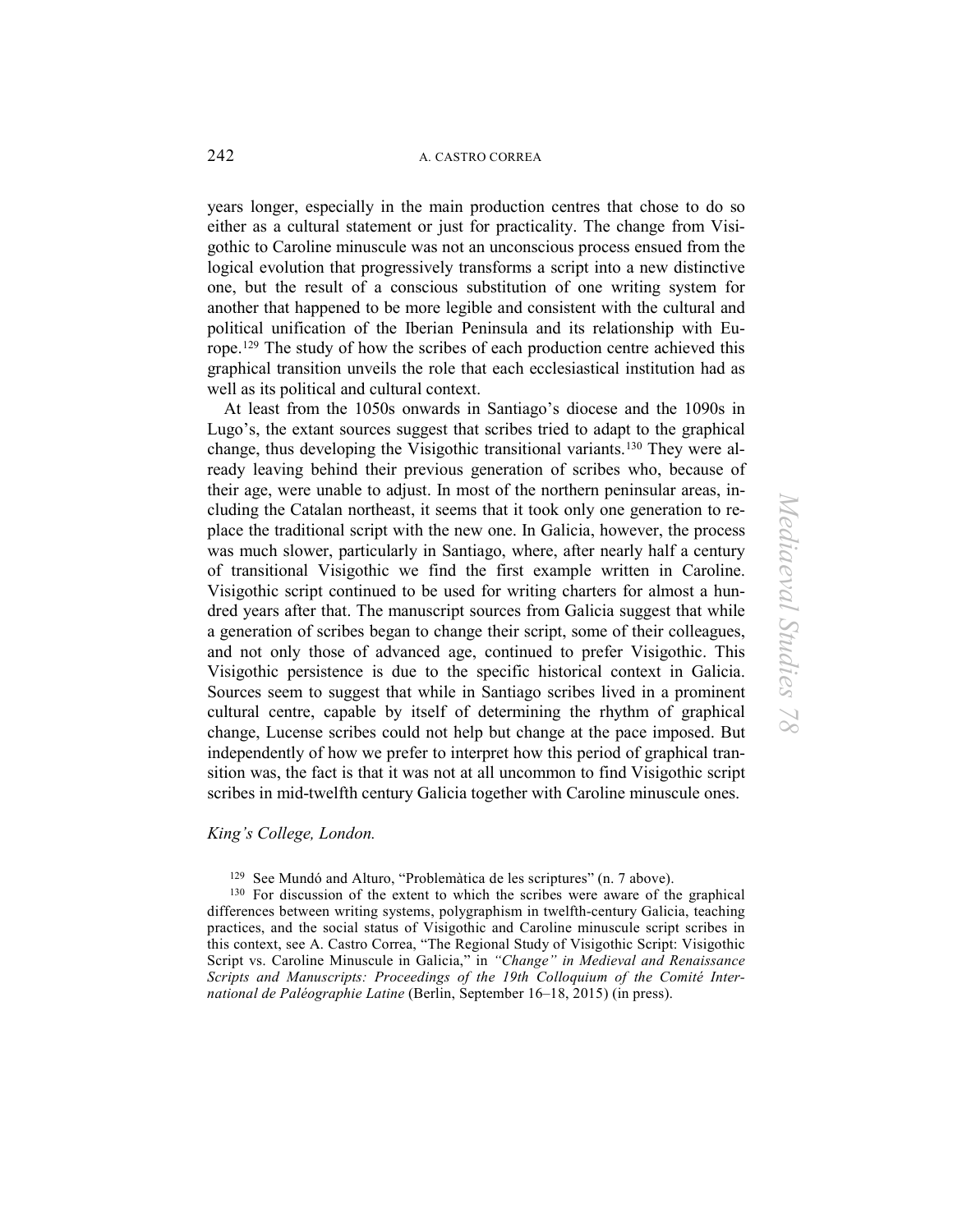years longer, especially in the main production centres that chose to do so either as a cultural statement or just for practicality. The change from Visigothic to Caroline minuscule was not an unconscious process ensued from the logical evolution that progressively transforms a script into a new distinctive one, but the result of a conscious substitution of one writing system for another that happened to be more legible and consistent with the cultural and political unification of the Iberian Peninsula and its relationship with Europe.[129] The study of how the scribes of each production centre achieved this graphical transition unveils the role that each ecclesiastical institution had as well as its political and cultural context.

At least from the 1050s onwards in Santiago's diocese and the 1090s in Lugo's, the extant sources suggest that scribes tried to adapt to the graphical change, thus developing the Visigothic transitional variants.[130] They were already leaving behind their previous generation of scribes who, because of their age, were unable to adjust. In most of the northern peninsular areas, including the Catalan northeast, it seems that it took only one generation to replace the traditional script with the new one. In Galicia, however, the process was much slower, particularly in Santiago, where, after nearly half a century of transitional Visigothic we find the first example written in Caroline. Visigothic script continued to be used for writing charters for almost a hundred years after that. The manuscript sources from Galicia suggest that while a generation of scribes began to change their script, some of their colleagues, and not only those of advanced age, continued to prefer Visigothic. This Visigothic persistence is due to the specific historical context in Galicia. Sources seem to suggest that while in Santiago scribes lived in a prominent cultural centre, capable by itself of determining the rhythm of graphical change, Lucense scribes could not help but change at the pace imposed. But independently of how we prefer to interpret how this period of graphical transition was, the fact is that it was not at all uncommon to find Visigothic script scribes in mid-twelfth century Galicia together with Caroline minuscule ones.

*King's College, London.*

[129] See Mundó and Alturo, "Problemàtica de les scriptures" (n. 7 above).

[130] For discussion of the extent to which the scribes were aware of the graphical differences between writing systems, polygraphism in twelfth-century Galicia, teaching practices, and the social status of Visigothic and Caroline minuscule script scribes in this context, see A. Castro Correa, "The Regional Study of Visigothic Script: Visigothic Script vs. Caroline Minuscule in Galicia," in *"Change" in Medieval and Renaissance Scripts and Manuscripts: Proceedings of the 19th Colloquium of the Comité International de Paléographie Latine* (Berlin, September 16–18, 2015) (in press).